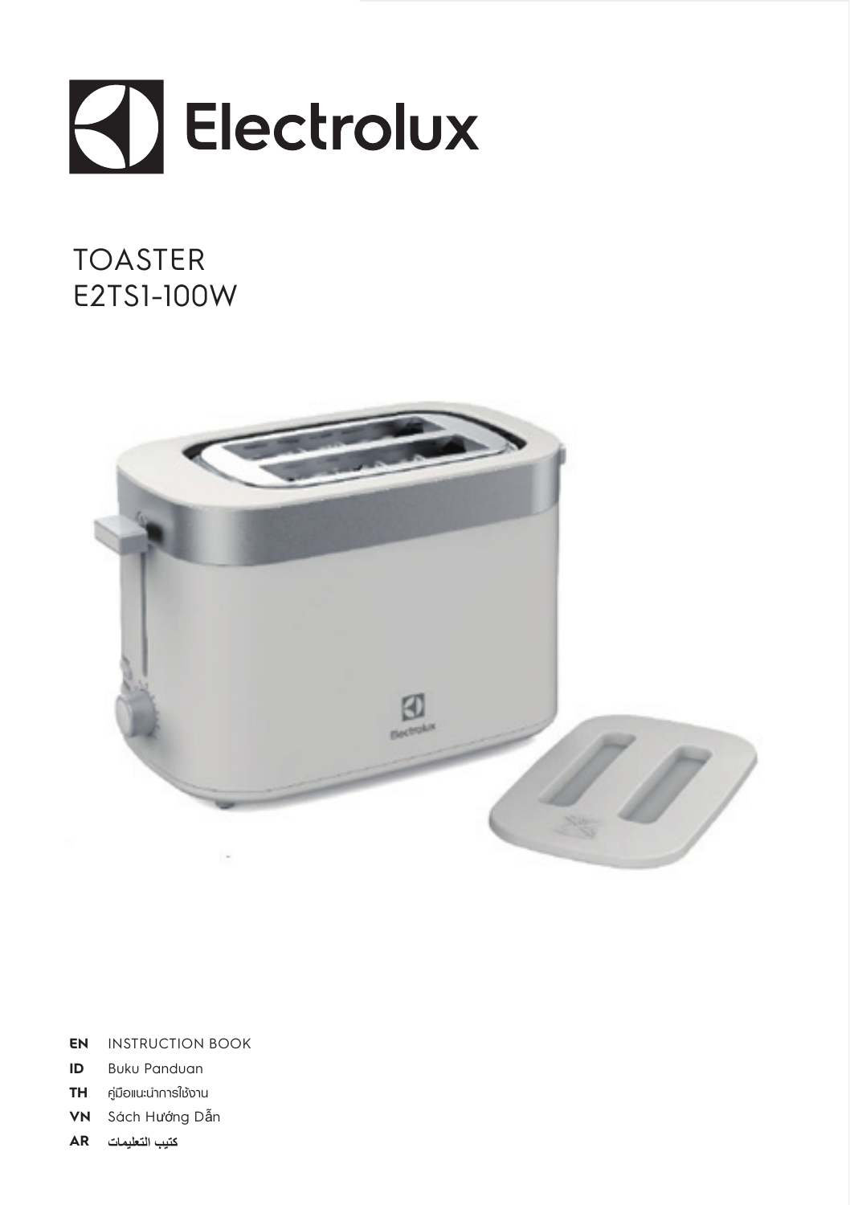# Electrolux

## TOASTER
## E2TS1-100W

**EN** INSTRUCTION BOOK

**ID** Buku Panduan

**TH** คู่มือแนะนำการใช้งาน

**VN** Sách Hướng Dẫn

**AR** كتيب التعليمات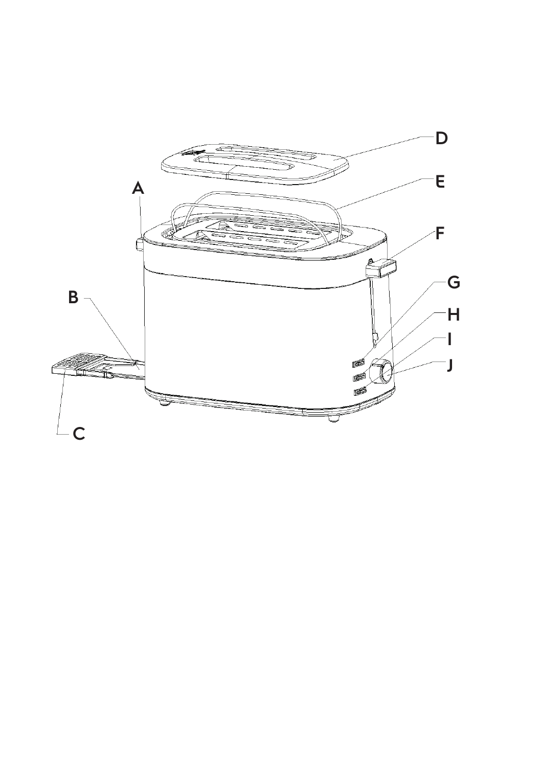D

E

A

F

B

G

H

I

J

C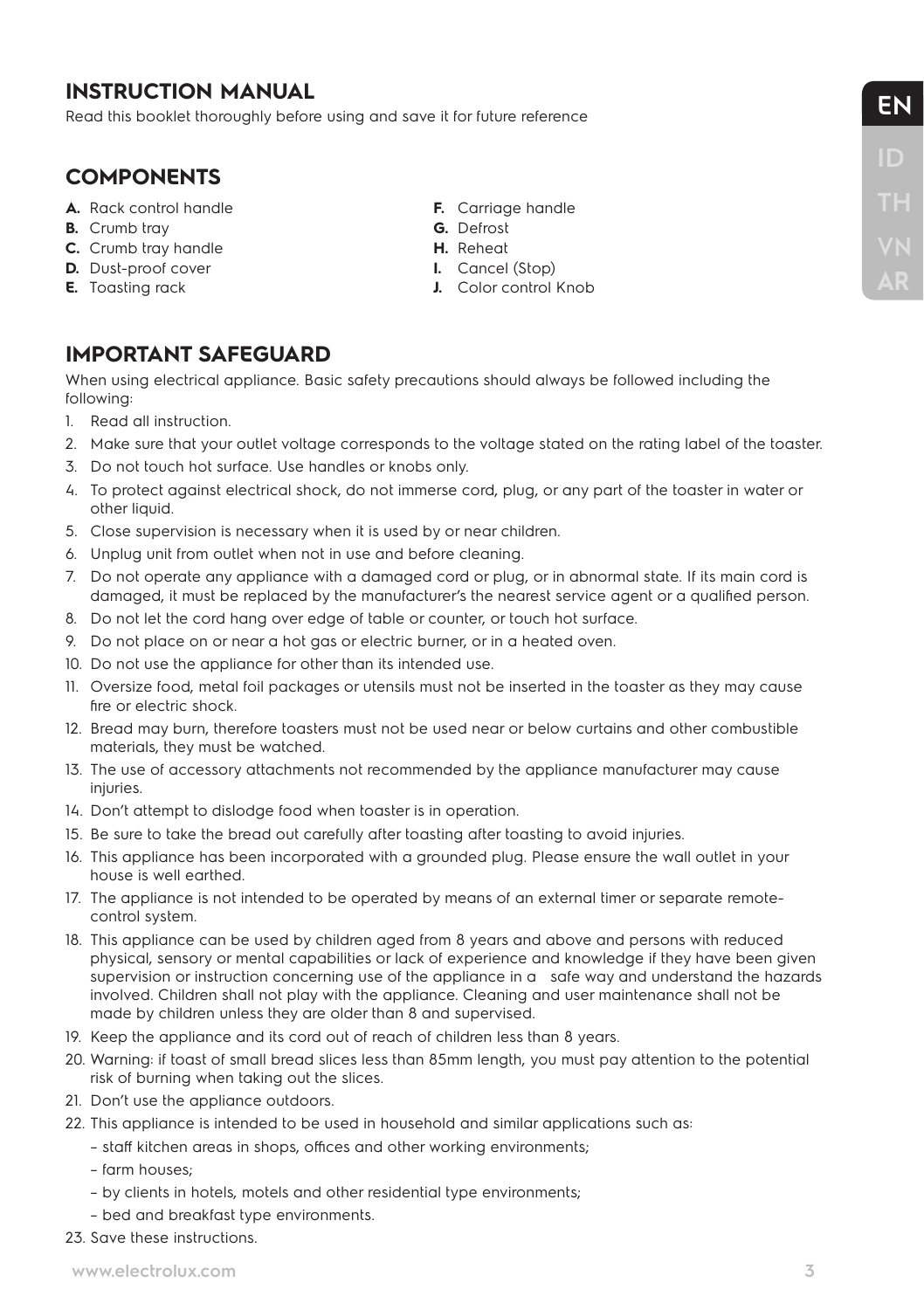## INSTRUCTION MANUAL

Read this booklet thoroughly before using and save it for future reference

## COMPONENTS

- **A.** Rack control handle
- **B.** Crumb tray
- **C.** Crumb tray handle
- **D.** Dust-proof cover
- **E.** Toasting rack
- **F.** Carriage handle
- **G.** Defrost
- **H.** Reheat
- **I.** Cancel (Stop)
- **J.** Color control Knob

## IMPORTANT SAFEGUARD

When using electrical appliance. Basic safety precautions should always be followed including the following:

1. Read all instruction.
2. Make sure that your outlet voltage corresponds to the voltage stated on the rating label of the toaster.
3. Do not touch hot surface. Use handles or knobs only.
4. To protect against electrical shock, do not immerse cord, plug, or any part of the toaster in water or other liquid.
5. Close supervision is necessary when it is used by or near children.
6. Unplug unit from outlet when not in use and before cleaning.
7. Do not operate any appliance with a damaged cord or plug, or in abnormal state. If its main cord is damaged, it must be replaced by the manufacturer's the nearest service agent or a qualified person.
8. Do not let the cord hang over edge of table or counter, or touch hot surface.
9. Do not place on or near a hot gas or electric burner, or in a heated oven.
10. Do not use the appliance for other than its intended use.
11. Oversize food, metal foil packages or utensils must not be inserted in the toaster as they may cause fire or electric shock.
12. Bread may burn, therefore toasters must not be used near or below curtains and other combustible materials, they must be watched.
13. The use of accessory attachments not recommended by the appliance manufacturer may cause injuries.
14. Don't attempt to dislodge food when toaster is in operation.
15. Be sure to take the bread out carefully after toasting after toasting to avoid injuries.
16. This appliance has been incorporated with a grounded plug. Please ensure the wall outlet in your house is well earthed.
17. The appliance is not intended to be operated by means of an external timer or separate remote-control system.
18. This appliance can be used by children aged from 8 years and above and persons with reduced physical, sensory or mental capabilities or lack of experience and knowledge if they have been given supervision or instruction concerning use of the appliance in a safe way and understand the hazards involved. Children shall not play with the appliance. Cleaning and user maintenance shall not be made by children unless they are older than 8 and supervised.
19. Keep the appliance and its cord out of reach of children less than 8 years.
20. Warning: if toast of small bread slices less than 85mm length, you must pay attention to the potential risk of burning when taking out the slices.
21. Don't use the appliance outdoors.
22. This appliance is intended to be used in household and similar applications such as:
    - staff kitchen areas in shops, offices and other working environments;
    - farm houses;
    - by clients in hotels, motels and other residential type environments;
    - bed and breakfast type environments.
23. Save these instructions.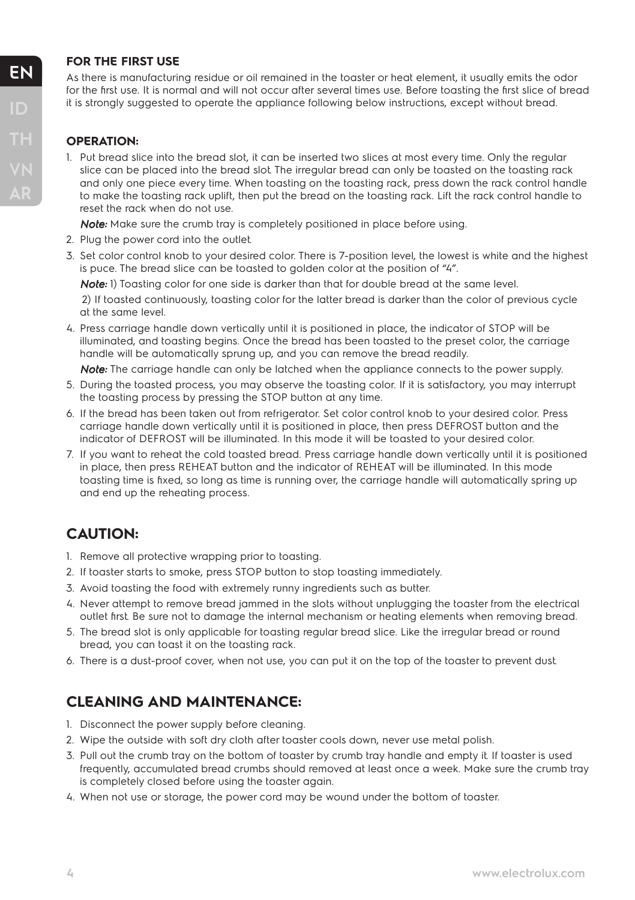**FOR THE FIRST USE**

As there is manufacturing residue or oil remained in the toaster or heat element, it usually emits the odor for the first use. It is normal and will not occur after several times use. Before toasting the first slice of bread it is strongly suggested to operate the appliance following below instructions, except without bread.

**OPERATION:**

1. Put bread slice into the bread slot, it can be inserted two slices at most every time. Only the regular slice can be placed into the bread slot. The irregular bread can only be toasted on the toasting rack and only one piece every time. When toasting on the toasting rack, press down the rack control handle to make the toasting rack uplift, then put the bread on the toasting rack. Lift the rack control handle to reset the rack when do not use.

   ***Note:*** Make sure the crumb tray is completely positioned in place before using.
2. Plug the power cord into the outlet.
3. Set color control knob to your desired color. There is 7-position level, the lowest is white and the highest is puce. The bread slice can be toasted to golden color at the position of "4".

   ***Note:*** 1) Toasting color for one side is darker than that for double bread at the same level.

   2) If toasted continuously, toasting color for the latter bread is darker than the color of previous cycle at the same level.
4. Press carriage handle down vertically until it is positioned in place, the indicator of STOP will be illuminated, and toasting begins. Once the bread has been toasted to the preset color, the carriage handle will be automatically sprung up, and you can remove the bread readily.

   ***Note:*** The carriage handle can only be latched when the appliance connects to the power supply.
5. During the toasted process, you may observe the toasting color. If it is satisfactory, you may interrupt the toasting process by pressing the STOP button at any time.
6. If the bread has been taken out from refrigerator. Set color control knob to your desired color. Press carriage handle down vertically until it is positioned in place, then press DEFROST button and the indicator of DEFROST will be illuminated. In this mode it will be toasted to your desired color.
7. If you want to reheat the cold toasted bread. Press carriage handle down vertically until it is positioned in place, then press REHEAT button and the indicator of REHEAT will be illuminated. In this mode toasting time is fixed, so long as time is running over, the carriage handle will automatically spring up and end up the reheating process.

## CAUTION:

1. Remove all protective wrapping prior to toasting.
2. If toaster starts to smoke, press STOP button to stop toasting immediately.
3. Avoid toasting the food with extremely runny ingredients such as butter.
4. Never attempt to remove bread jammed in the slots without unplugging the toaster from the electrical outlet first. Be sure not to damage the internal mechanism or heating elements when removing bread.
5. The bread slot is only applicable for toasting regular bread slice. Like the irregular bread or round bread, you can toast it on the toasting rack.
6. There is a dust-proof cover, when not use, you can put it on the top of the toaster to prevent dust.

## CLEANING AND MAINTENANCE:

1. Disconnect the power supply before cleaning.
2. Wipe the outside with soft dry cloth after toaster cools down, never use metal polish.
3. Pull out the crumb tray on the bottom of toaster by crumb tray handle and empty it. If toaster is used frequently, accumulated bread crumbs should removed at least once a week. Make sure the crumb tray is completely closed before using the toaster again.
4. When not use or storage, the power cord may be wound under the bottom of toaster.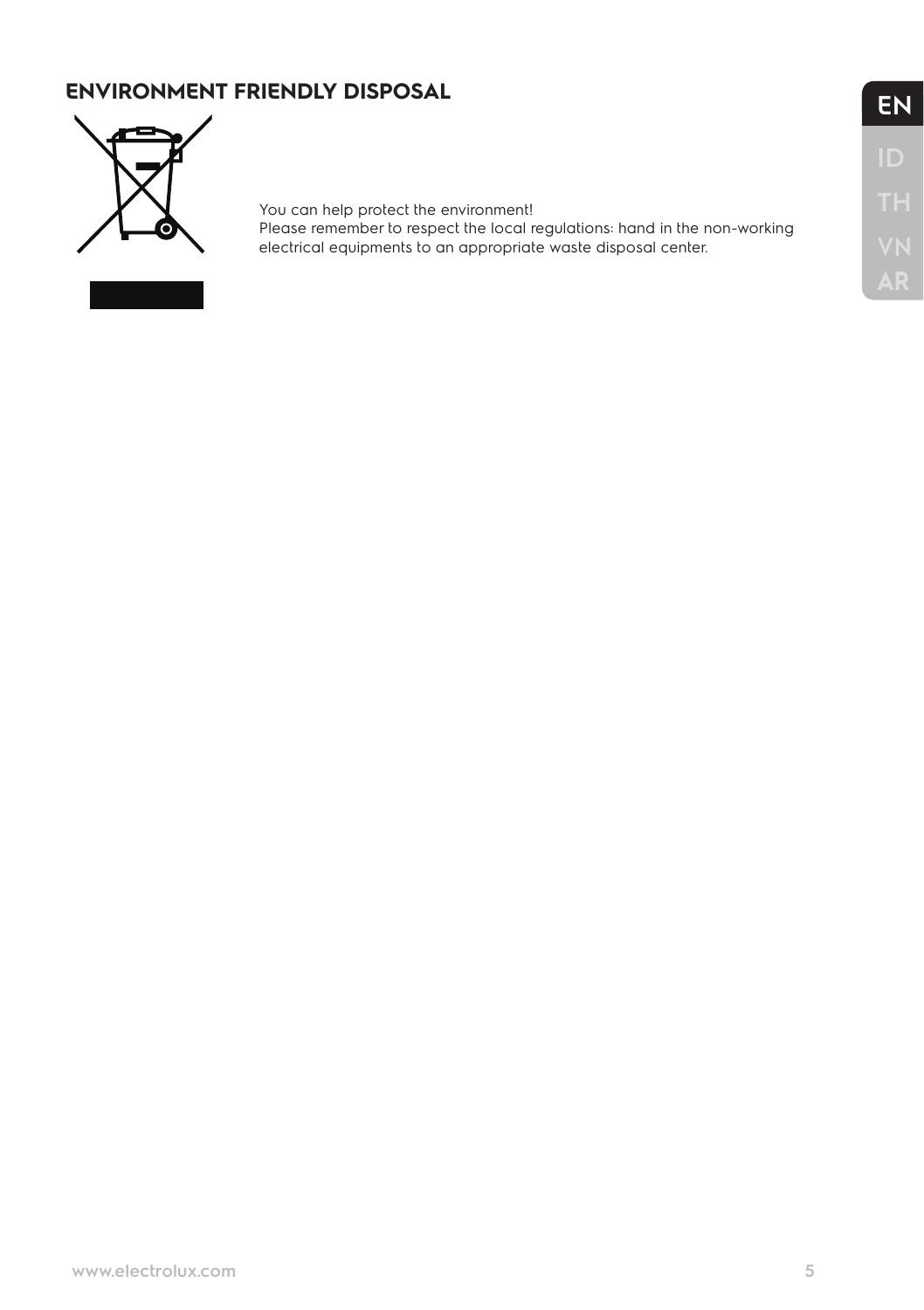## ENVIRONMENT FRIENDLY DISPOSAL

You can help protect the environment!
Please remember to respect the local regulations: hand in the non-working electrical equipments to an appropriate waste disposal center.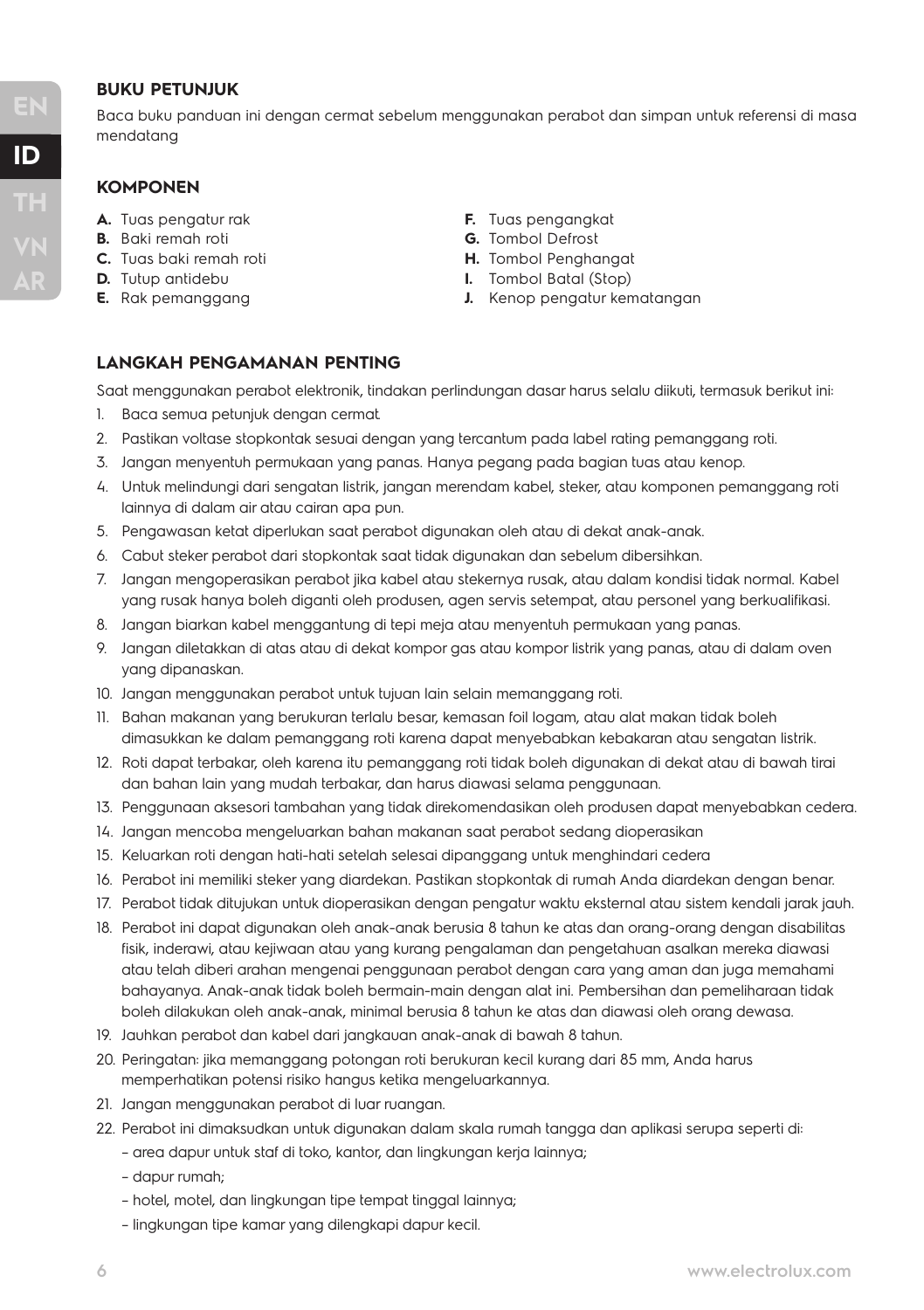## BUKU PETUNJUK

Baca buku panduan ini dengan cermat sebelum menggunakan perabot dan simpan untuk referensi di masa mendatang

## KOMPONEN

- **A.** Tuas pengatur rak
- **B.** Baki remah roti
- **C.** Tuas baki remah roti
- **D.** Tutup antidebu
- **E.** Rak pemanggang
- **F.** Tuas pengangkat
- **G.** Tombol Defrost
- **H.** Tombol Penghangat
- **I.** Tombol Batal (Stop)
- **J.** Kenop pengatur kematangan

## LANGKAH PENGAMANAN PENTING

Saat menggunakan perabot elektronik, tindakan perlindungan dasar harus selalu diikuti, termasuk berikut ini:

1. Baca semua petunjuk dengan cermat
2. Pastikan voltase stopkontak sesuai dengan yang tercantum pada label rating pemanggang roti.
3. Jangan menyentuh permukaan yang panas. Hanya pegang pada bagian tuas atau kenop.
4. Untuk melindungi dari sengatan listrik, jangan merendam kabel, steker, atau komponen pemanggang roti lainnya di dalam air atau cairan apa pun.
5. Pengawasan ketat diperlukan saat perabot digunakan oleh atau di dekat anak-anak.
6. Cabut steker perabot dari stopkontak saat tidak digunakan dan sebelum dibersihkan.
7. Jangan mengoperasikan perabot jika kabel atau stekernya rusak, atau dalam kondisi tidak normal. Kabel yang rusak hanya boleh diganti oleh produsen, agen servis setempat, atau personel yang berkualifikasi.
8. Jangan biarkan kabel menggantung di tepi meja atau menyentuh permukaan yang panas.
9. Jangan diletakkan di atas atau di dekat kompor gas atau kompor listrik yang panas, atau di dalam oven yang dipanaskan.
10. Jangan menggunakan perabot untuk tujuan lain selain memanggang roti.
11. Bahan makanan yang berukuran terlalu besar, kemasan foil logam, atau alat makan tidak boleh dimasukkan ke dalam pemanggang roti karena dapat menyebabkan kebakaran atau sengatan listrik.
12. Roti dapat terbakar, oleh karena itu pemanggang roti tidak boleh digunakan di dekat atau di bawah tirai dan bahan lain yang mudah terbakar, dan harus diawasi selama penggunaan.
13. Penggunaan aksesori tambahan yang tidak direkomendasikan oleh produsen dapat menyebabkan cedera.
14. Jangan mencoba mengeluarkan bahan makanan saat perabot sedang dioperasikan
15. Keluarkan roti dengan hati-hati setelah selesai dipanggang untuk menghindari cedera
16. Perabot ini memiliki steker yang diardekan. Pastikan stopkontak di rumah Anda diardekan dengan benar.
17. Perabot tidak ditujukan untuk dioperasikan dengan pengatur waktu eksternal atau sistem kendali jarak jauh.
18. Perabot ini dapat digunakan oleh anak-anak berusia 8 tahun ke atas dan orang-orang dengan disabilitas fisik, inderawi, atau kejiwaan atau yang kurang pengalaman dan pengetahuan asalkan mereka diawasi atau telah diberi arahan mengenai penggunaan perabot dengan cara yang aman dan juga memahami bahayanya. Anak-anak tidak boleh bermain-main dengan alat ini. Pembersihan dan pemeliharaan tidak boleh dilakukan oleh anak-anak, minimal berusia 8 tahun ke atas dan diawasi oleh orang dewasa.
19. Jauhkan perabot dan kabel dari jangkauan anak-anak di bawah 8 tahun.
20. Peringatan: jika memanggang potongan roti berukuran kecil kurang dari 85 mm, Anda harus memperhatikan potensi risiko hangus ketika mengeluarkannya.
21. Jangan menggunakan perabot di luar ruangan.
22. Perabot ini dimaksudkan untuk digunakan dalam skala rumah tangga dan aplikasi serupa seperti di:
    - area dapur untuk staf di toko, kantor, dan lingkungan kerja lainnya;
    - dapur rumah;
    - hotel, motel, dan lingkungan tipe tempat tinggal lainnya;
    - lingkungan tipe kamar yang dilengkapi dapur kecil.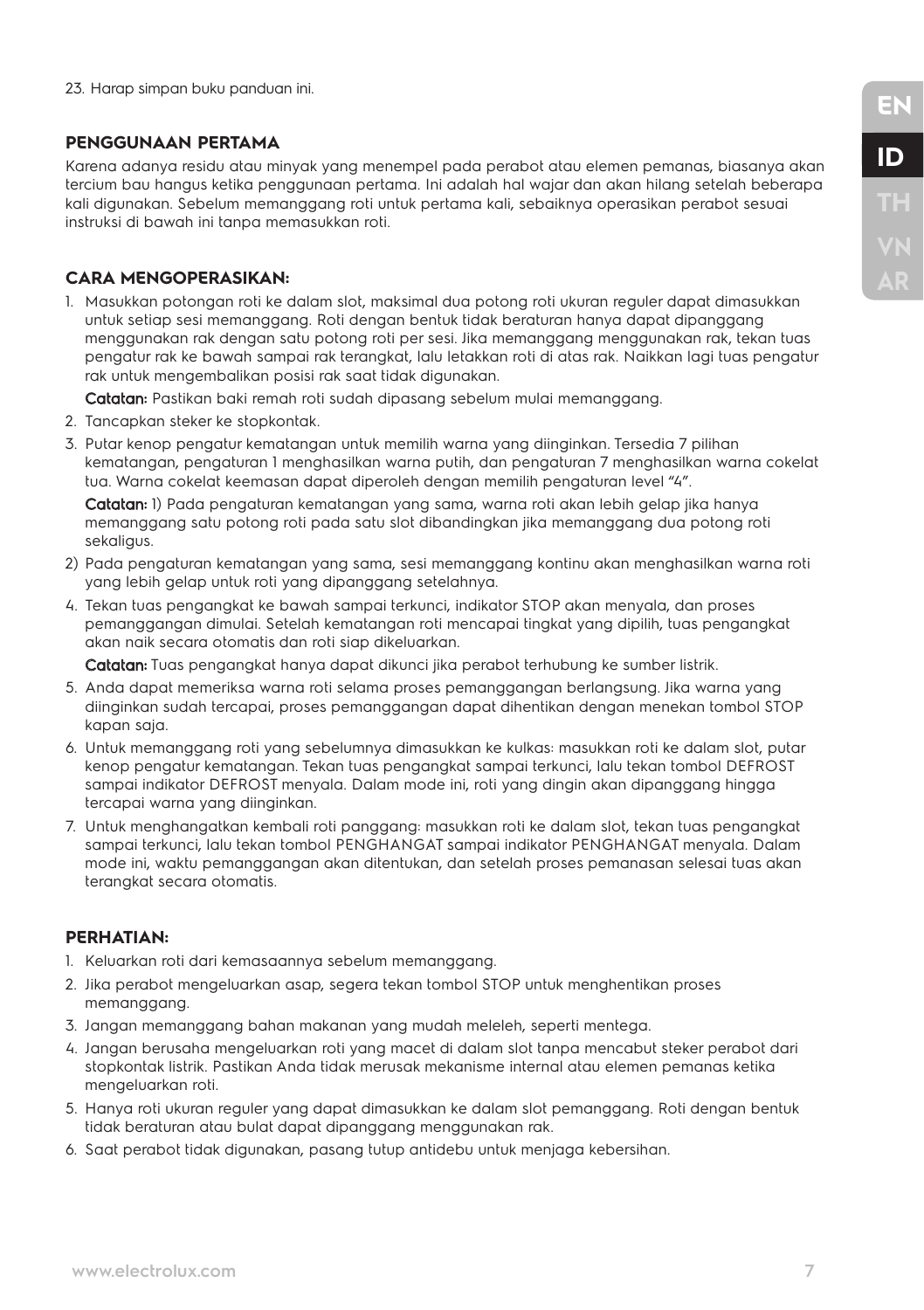23. Harap simpan buku panduan ini.

## PENGGUNAAN PERTAMA

Karena adanya residu atau minyak yang menempel pada perabot atau elemen pemanas, biasanya akan tercium bau hangus ketika penggunaan pertama. Ini adalah hal wajar dan akan hilang setelah beberapa kali digunakan. Sebelum memanggang roti untuk pertama kali, sebaiknya operasikan perabot sesuai instruksi di bawah ini tanpa memasukkan roti.

## CARA MENGOPERASIKAN:

1. Masukkan potongan roti ke dalam slot, maksimal dua potong roti ukuran reguler dapat dimasukkan untuk setiap sesi memanggang. Roti dengan bentuk tidak beraturan hanya dapat dipanggang menggunakan rak dengan satu potong roti per sesi. Jika memanggang menggunakan rak, tekan tuas pengatur rak ke bawah sampai rak terangkat, lalu letakkan roti di atas rak. Naikkan lagi tuas pengatur rak untuk mengembalikan posisi rak saat tidak digunakan.

   **Catatan:** Pastikan baki remah roti sudah dipasang sebelum mulai memanggang.
2. Tancapkan steker ke stopkontak.
3. Putar kenop pengatur kematangan untuk memilih warna yang diinginkan. Tersedia 7 pilihan kematangan, pengaturan 1 menghasilkan warna putih, dan pengaturan 7 menghasilkan warna cokelat tua. Warna cokelat keemasan dapat diperoleh dengan memilih pengaturan level "4".

   **Catatan:** 1) Pada pengaturan kematangan yang sama, warna roti akan lebih gelap jika hanya memanggang satu potong roti pada satu slot dibandingkan jika memanggang dua potong roti sekaligus.

2) Pada pengaturan kematangan yang sama, sesi memanggang kontinu akan menghasilkan warna roti yang lebih gelap untuk roti yang dipanggang setelahnya.

4. Tekan tuas pengangkat ke bawah sampai terkunci, indikator STOP akan menyala, dan proses pemanggangan dimulai. Setelah kematangan roti mencapai tingkat yang dipilih, tuas pengangkat akan naik secara otomatis dan roti siap dikeluarkan.

   **Catatan:** Tuas pengangkat hanya dapat dikunci jika perabot terhubung ke sumber listrik.
5. Anda dapat memeriksa warna roti selama proses pemanggangan berlangsung. Jika warna yang diinginkan sudah tercapai, proses pemanggangan dapat dihentikan dengan menekan tombol STOP kapan saja.
6. Untuk memanggang roti yang sebelumnya dimasukkan ke kulkas: masukkan roti ke dalam slot, putar kenop pengatur kematangan. Tekan tuas pengangkat sampai terkunci, lalu tekan tombol DEFROST sampai indikator DEFROST menyala. Dalam mode ini, roti yang dingin akan dipanggang hingga tercapai warna yang diinginkan.
7. Untuk menghangatkan kembali roti panggang: masukkan roti ke dalam slot, tekan tuas pengangkat sampai terkunci, lalu tekan tombol PENGHANGAT sampai indikator PENGHANGAT menyala. Dalam mode ini, waktu pemanggangan akan ditentukan, dan setelah proses pemanasan selesai tuas akan terangkat secara otomatis.

## PERHATIAN:

1. Keluarkan roti dari kemasaannya sebelum memanggang.
2. Jika perabot mengeluarkan asap, segera tekan tombol STOP untuk menghentikan proses memanggang.
3. Jangan memanggang bahan makanan yang mudah meleleh, seperti mentega.
4. Jangan berusaha mengeluarkan roti yang macet di dalam slot tanpa mencabut steker perabot dari stopkontak listrik. Pastikan Anda tidak merusak mekanisme internal atau elemen pemanas ketika mengeluarkan roti.
5. Hanya roti ukuran reguler yang dapat dimasukkan ke dalam slot pemanggang. Roti dengan bentuk tidak beraturan atau bulat dapat dipanggang menggunakan rak.
6. Saat perabot tidak digunakan, pasang tutup antidebu untuk menjaga kebersihan.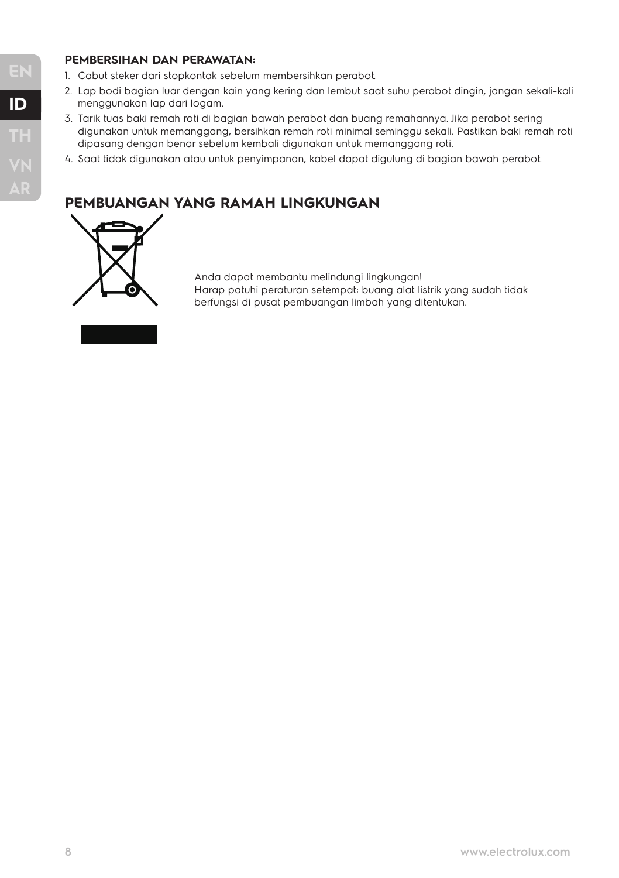**PEMBERSIHAN DAN PERAWATAN:**

1. Cabut steker dari stopkontak sebelum membersihkan perabot.
2. Lap bodi bagian luar dengan kain yang kering dan lembut saat suhu perabot dingin, jangan sekali-kali menggunakan lap dari logam.
3. Tarik tuas baki remah roti di bagian bawah perabot dan buang remahannya. Jika perabot sering digunakan untuk memanggang, bersihkan remah roti minimal seminggu sekali. Pastikan baki remah roti dipasang dengan benar sebelum kembali digunakan untuk memanggang roti.
4. Saat tidak digunakan atau untuk penyimpanan, kabel dapat digulung di bagian bawah perabot.

## PEMBUANGAN YANG RAMAH LINGKUNGAN

Anda dapat membantu melindungi lingkungan!
Harap patuhi peraturan setempat: buang alat listrik yang sudah tidak berfungsi di pusat pembuangan limbah yang ditentukan.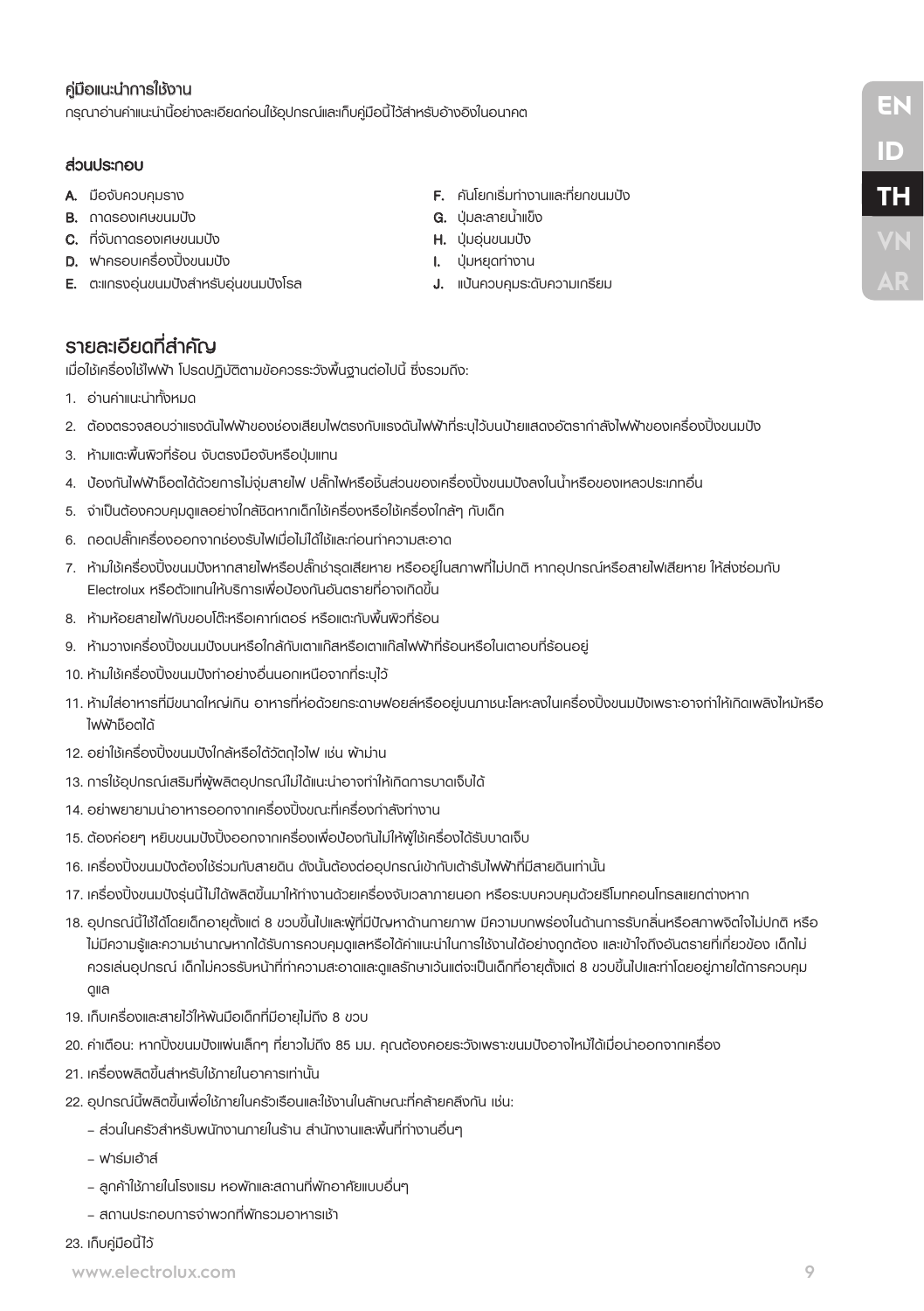#### คู่มือแนะนำการใช้งาน

กรุณาอ่านคำแนะนำนี้อย่างละเอียดก่อนใช้อุปกรณ์และเก็บคู่มือนี้ไว้สำหรับอ้างอิงในอนาคต

#### ส่วนประกอบ

- **A.** มือจับควบคุมราง
- **B.** ถาดรองเศษขนมปัง
- **C.** ที่จับถาดรองเศษขนมปัง
- **D.** ฝาครอบเครื่องปิ้งขนมปัง
- **E.** ตะแกรงอุ่นขนมปังสำหรับอุ่นขนมปังโรล
- **F.** คันโยกเริ่มทำงานและที่ยกขนมปัง
- **G.** ปุ่มละลายน้ำแข็ง
- **H.** ปุ่มอุ่นขนมปัง
- **I.** ปุ่มหยุดทำงาน
- **J.** แป้นควบคุมระดับความเกรียม

## รายละเอียดที่สำคัญ

เมื่อใช้เครื่องใช้ไฟฟ้า โปรดปฏิบัติตามข้อควรระวังพื้นฐานต่อไปนี้ ซึ่งรวมถึง:

1. อ่านคำแนะนำทั้งหมด
2. ต้องตรวจสอบว่าแรงดันไฟฟ้าของช่องเสียบไฟตรงกับแรงดันไฟฟ้าที่ระบุไว้บนป้ายแสดงอัตรากำลังไฟฟ้าของเครื่องปิ้งขนมปัง
3. ห้ามแตะพื้นผิวที่ร้อน จับตรงมือจับหรือปุ่มแทน
4. ป้องกันไฟฟ้าช็อตได้ด้วยการไม่จุ่มสายไฟ ปลั๊กไฟหรือชิ้นส่วนของเครื่องปิ้งขนมปังลงในน้ำหรือของเหลวประเภทอื่น
5. จำเป็นต้องควบคุมดูแลอย่างใกล้ชิดหากเด็กใช้เครื่องหรือใช้เครื่องใกล้ๆ กับเด็ก
6. ถอดปลั๊กเครื่องออกจากช่องรับไฟเมื่อไม่ได้ใช้และก่อนทำความสะอาด
7. ห้ามใช้เครื่องปิ้งขนมปังหากสายไฟหรือปลั๊กชำรุดเสียหาย หรืออยู่ในสภาพที่ไม่ปกติ หากอุปกรณ์หรือสายไฟเสียหาย ให้ส่งซ่อมกับ Electrolux หรือตัวแทนให้บริการเพื่อป้องกันอันตรายที่อาจเกิดขึ้น
8. ห้ามห้อยสายไฟกับขอบโต๊ะหรือเคาท์เตอร์ หรือแตะกับพื้นผิวที่ร้อน
9. ห้ามวางเครื่องปิ้งขนมปังบนหรือใกล้กับเตาแก๊สหรือเตาแก๊สไฟฟ้าที่ร้อนหรือในเตาอบที่ร้อนอยู่
10. ห้ามใช้เครื่องปิ้งขนมปังทำอย่างอื่นนอกเหนือจากที่ระบุไว้
11. ห้ามใส่อาหารที่มีขนาดใหญ่เกิน อาหารที่ห่อด้วยกระดาษฟอยล์หรืออยู่บนภาชนะโลหะลงในเครื่องปิ้งขนมปังเพราะอาจทำให้เกิดเพลิงไหม้หรือไฟฟ้าช็อตได้
12. อย่าใช้เครื่องปิ้งขนมปังใกล้หรือใต้วัตถุไวไฟ เช่น ผ้าม่าน
13. การใช้อุปกรณ์เสริมที่ผู้ผลิตอุปกรณ์ไม่ได้แนะนำอาจทำให้เกิดการบาดเจ็บได้
14. อย่าพยายามนำอาหารออกจากเครื่องปิ้งขณะที่เครื่องกำลังทำงาน
15. ต้องค่อยๆ หยิบขนมปังปิ้งออกจากเครื่องเพื่อป้องกันไม่ให้ผู้ใช้เครื่องได้รับบาดเจ็บ
16. เครื่องปิ้งขนมปังต้องใช้ร่วมกับสายดิน ดังนั้นต้องต่ออุปกรณ์เข้ากับเต้ารับไฟฟ้าที่มีสายดินเท่านั้น
17. เครื่องปิ้งขนมปังรุ่นนี้ไม่ได้ผลิตขึ้นมาให้ทำงานด้วยเครื่องจับเวลาภายนอก หรือระบบควบคุมด้วยรีโมทคอนโทรลแยกต่างหาก
18. อุปกรณ์นี้ใช้ได้โดยเด็กอายุตั้งแต่ 8 ขวบขึ้นไปและผู้ที่มีปัญหาด้านกายภาพ มีความบกพร่องในด้านการรับกลิ่นหรือสภาพจิตใจไม่ปกติ หรือไม่มีความรู้และความชำนาญหากได้รับการควบคุมดูแลหรือได้คำแนะนำในการใช้งานได้อย่างถูกต้อง และเข้าใจถึงอันตรายที่เกี่ยวข้อง เด็กไม่ควรเล่นอุปกรณ์ เด็กไม่ควรรับหน้าที่ทำความสะอาดและดูแลรักษาเว้นแต่จะเป็นเด็กที่อายุตั้งแต่ 8 ขวบขึ้นไปและทำโดยอยู่ภายใต้การควบคุมดูแล
19. เก็บเครื่องและสายไว้ให้พ้นมือเด็กที่มีอายุไม่ถึง 8 ขวบ
20. คำเตือน: หากปิ้งขนมปังแผ่นเล็กๆ ที่ยาวไม่ถึง 85 มม. คุณต้องคอยระวังเพราะขนมปังอาจไหม้ได้เมื่อนำออกจากเครื่อง
21. เครื่องผลิตขึ้นสำหรับใช้ภายในอาคารเท่านั้น
22. อุปกรณ์นี้ผลิตขึ้นเพื่อใช้ภายในครัวเรือนและใช้งานในลักษณะที่คล้ายคลึงกัน เช่น:
    - ส่วนในครัวสำหรับพนักงานภายในร้าน สำนักงานและพื้นที่ทำงานอื่นๆ
    - ฟาร์มเฮ้าส์
    - ลูกค้าใช้ภายในโรงแรม หอพักและสถานที่พักอาศัยแบบอื่นๆ
    - สถานประกอบการจำพวกที่พักรวมอาหารเช้า
23. เก็บคู่มือนี้ไว้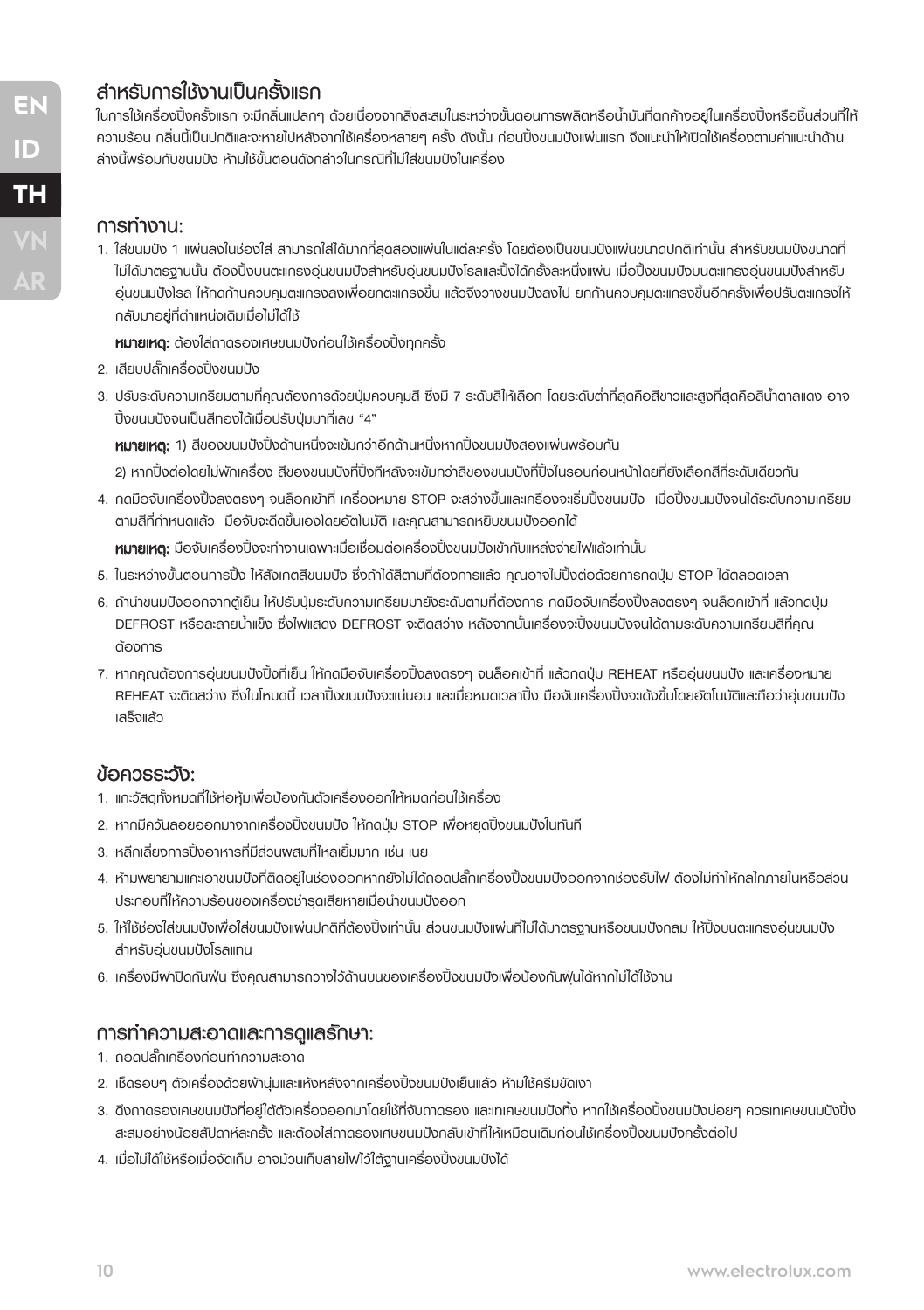## สำหรับการใช้งานเป็นครั้งแรก

ในการใช้เครื่องปิ้งครั้งแรก จะมีกลิ่นแปลกๆ ด้วยเนื่องจากสิ่งสะสมในระหว่างขั้นตอนการผลิตหรือน้ำมันที่ตกค้างอยู่ในเครื่องปิ้งหรือชิ้นส่วนที่ให้ความร้อน กลิ่นนี้เป็นปกติและจะหายไปหลังจากใช้เครื่องหลายๆ ครั้ง ดังนั้น ก่อนปิ้งขนมปังแผ่นแรก จึงแนะนำให้เปิดใช้เครื่องตามคำแนะนำด้านล่างนี้พร้อมกับขนมปัง ห้ามใช้ขั้นตอนดังกล่าวในกรณีที่ไม่ใส่ขนมปังในเครื่อง

## การทำงาน:

1. ใส่ขนมปัง 1 แผ่นลงในช่องใส่ สามารถใส่ได้มากที่สุดสองแผ่นในแต่ละครั้ง โดยต้องเป็นขนมปังแผ่นขนาดปกติเท่านั้น สำหรับขนมปังขนาดที่ไม่ได้มาตรฐานนั้น ต้องปิ้งบนตะแกรงอุ่นขนมปังสำหรับอุ่นขนมปังโรลและปิ้งได้ครั้งละหนึ่งแผ่น เมื่อปิ้งขนมปังบนตะแกรงอุ่นขนมปังสำหรับอุ่นขนมปังโรล ให้กดก้านควบคุมตะแกรงลงเพื่อยกตะแกรงขึ้น แล้วจึงวางขนมปังลงไป ยกก้านควบคุมตะแกรงขึ้นอีกครั้งเพื่อปรับตะแกรงให้กลับมาอยู่ที่ตำแหน่งเดิมเมื่อไม่ได้ใช้

   **หมายเหตุ:** ต้องใส่ถาดรองเศษขนมปังก่อนใช้เครื่องปิ้งทุกครั้ง

2. เสียบปลั๊กเครื่องปิ้งขนมปัง
3. ปรับระดับความเกรียมตามที่คุณต้องการด้วยปุ่มควบคุมสี ซึ่งมี 7 ระดับสีให้เลือก โดยระดับต่ำที่สุดคือสีขาวและสูงที่สุดคือสีน้ำตาลแดง อาจปิ้งขนมปังจนเป็นสีทองได้เมื่อปรับปุ่มมาที่เลข "4"

   **หมายเหตุ:** 1) สีของขนมปังปิ้งด้านหนึ่งจะเข้มกว่าอีกด้านหนึ่งหากปิ้งขนมปังสองแผ่นพร้อมกัน

   2) หากปิ้งต่อโดยไม่พักเครื่อง สีของขนมปังที่ปิ้งทีหลังจะเข้มกว่าสีของขนมปังที่ปิ้งในรอบก่อนหน้าโดยที่ยังเลือกสีที่ระดับเดียวกัน

4. กดมือจับเครื่องปิ้งลงตรงๆ จนล็อคเข้าที่ เครื่องหมาย STOP จะสว่างขึ้นและเครื่องจะเริ่มปิ้งขนมปัง เมื่อปิ้งขนมปังจนได้ระดับความเกรียมตามสีที่กำหนดแล้ว มือจับจะดีดขึ้นเองโดยอัตโนมัติ และคุณสามารถหยิบขนมปังออกได้

   **หมายเหตุ:** มือจับเครื่องปิ้งจะทำงานเฉพาะเมื่อเชื่อมต่อเครื่องปิ้งขนมปังเข้ากับแหล่งจ่ายไฟแล้วเท่านั้น

5. ในระหว่างขั้นตอนการปิ้ง ให้สังเกตสีขนมปัง ซึ่งถ้าได้สีตามที่ต้องการแล้ว คุณอาจไม่ปิ้งต่อด้วยการกดปุ่ม STOP ได้ตลอดเวลา
6. ถ้านำขนมปังออกจากตู้เย็น ให้ปรับปุ่มระดับความเกรียมมายังระดับตามที่ต้องการ กดมือจับเครื่องปิ้งลงตรงๆ จนล็อคเข้าที่ แล้วกดปุ่ม DEFROST หรือละลายน้ำแข็ง ซึ่งไฟแสดง DEFROST จะติดสว่าง หลังจากนั้นเครื่องจะปิ้งขนมปังจนได้ตามระดับความเกรียมสีที่คุณต้องการ
7. หากคุณต้องการอุ่นขนมปังปิ้งที่เย็น ให้กดมือจับเครื่องปิ้งลงตรงๆ จนล็อคเข้าที่ แล้วกดปุ่ม REHEAT หรืออุ่นขนมปัง และเครื่องหมาย REHEAT จะติดสว่าง ซึ่งในโหมดนี้ เวลาปิ้งขนมปังจะแน่นอน และเมื่อหมดเวลาปิ้ง มือจับเครื่องปิ้งจะเด้งขึ้นโดยอัตโนมัติและถือว่าอุ่นขนมปังเสร็จแล้ว

## ข้อควรระวัง:

1. แกะวัสดุทั้งหมดที่ใช้ห่อหุ้มเพื่อป้องกันตัวเครื่องออกให้หมดก่อนใช้เครื่อง
2. หากมีควันลอยออกมาจากเครื่องปิ้งขนมปัง ให้กดปุ่ม STOP เพื่อหยุดปิ้งขนมปังในทันที
3. หลีกเลี่ยงการปิ้งอาหารที่มีส่วนผสมที่ไหลเยิ้มมาก เช่น เนย
4. ห้ามพยายามแกะเอาขนมปังที่ติดอยู่ในช่องออกหากยังไม่ได้ถอดปลั๊กเครื่องปิ้งขนมปังออกจากช่องรับไฟ ต้องไม่ทำให้กลไกภายในหรือส่วนประกอบที่ให้ความร้อนของเครื่องชำรุดเสียหายเมื่อนำขนมปังออก
5. ให้ใช้ช่องใส่ขนมปังเพื่อใส่ขนมปังแผ่นปกติที่ต้องปิ้งเท่านั้น ส่วนขนมปังแผ่นที่ไม่ได้มาตรฐานหรือขนมปังกลม ให้ปิ้งบนตะแกรงอุ่นขนมปังสำหรับอุ่นขนมปังโรลแทน
6. เครื่องมีฝาปิดกันฝุ่น ซึ่งคุณสามารถวางไว้ด้านบนของเครื่องปิ้งขนมปังเพื่อป้องกันฝุ่นได้หากไม่ได้ใช้งาน

## การทำความสะอาดและการดูแลรักษา:

1. ถอดปลั๊กเครื่องก่อนทำความสะอาด
2. เช็ดรอบๆ ตัวเครื่องด้วยผ้านุ่มและแห้งหลังจากเครื่องปิ้งขนมปังเย็นแล้ว ห้ามใช้ครีมขัดเงา
3. ดึงถาดรองเศษขนมปังที่อยู่ใต้ตัวเครื่องออกมาโดยใช้ที่จับถาดรอง และเทเศษขนมปังทิ้ง หากใช้เครื่องปิ้งขนมปังบ่อยๆ ควรเทเศษขนมปังปิ้งสะสมอย่างน้อยสัปดาห์ละครั้ง และต้องใส่ถาดรองเศษขนมปังกลับเข้าที่ให้เหมือนเดิมก่อนใช้เครื่องปิ้งขนมปังครั้งต่อไป
4. เมื่อไม่ได้ใช้หรือเมื่อจัดเก็บ อาจม้วนเก็บสายไฟไว้ใต้ฐานเครื่องปิ้งขนมปังได้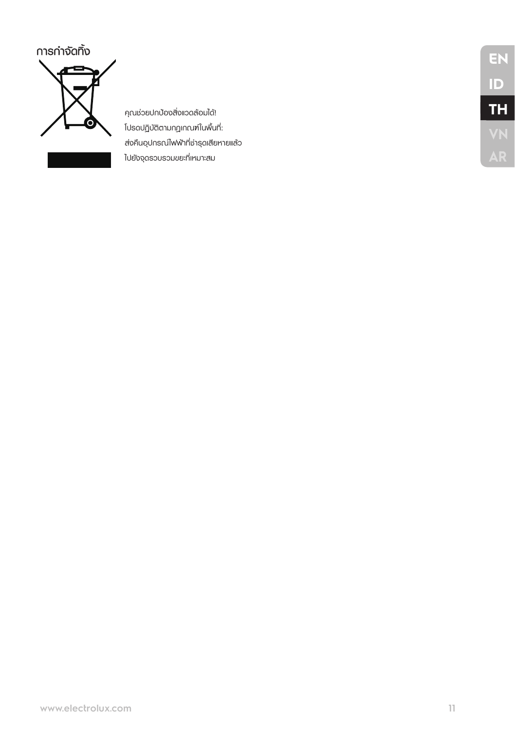## การกำจัดทิ้ง

คุณช่วยปกป้องสิ่งแวดล้อมได้!
โปรดปฏิบัติตามกฎเกณฑ์ในพื้นที่:
ส่งคืนอุปกรณ์ไฟฟ้าที่ชำรุดเสียหายแล้ว
ไปยังจุดรวบรวมขยะที่เหมาะสม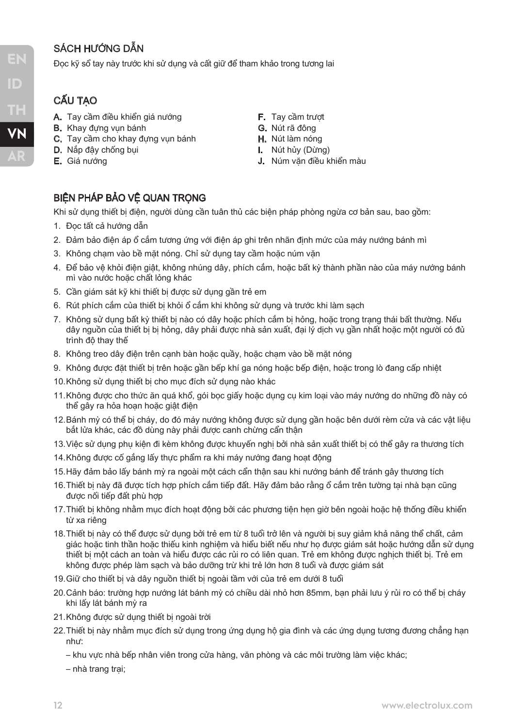## SÁCH HƯỚNG DẪN

Đọc kỹ sổ tay này trước khi sử dụng và cất giữ để tham khảo trong tương lai

## CẤU TẠO

**A.** Tay cầm điều khiển giá nướng
**B.** Khay đựng vụn bánh
**C.** Tay cầm cho khay đựng vụn bánh
**D.** Nắp đậy chống bụi
**E.** Giá nướng
**F.** Tay cầm trượt
**G.** Nút rã đông
**H.** Nút làm nóng
**I.** Nút hủy (Dừng)
**J.** Núm vặn điều khiển màu

## BIỆN PHÁP BẢO VỆ QUAN TRỌNG

Khi sử dụng thiết bị điện, người dùng cần tuân thủ các biện pháp phòng ngừa cơ bản sau, bao gồm:

1. Đọc tất cả hướng dẫn
2. Đảm bảo điện áp ổ cắm tương ứng với điện áp ghi trên nhãn định mức của máy nướng bánh mì
3. Không chạm vào bề mặt nóng. Chỉ sử dụng tay cầm hoặc núm vặn
4. Để bảo vệ khỏi điện giật, không nhúng dây, phích cắm, hoặc bất kỳ thành phần nào của máy nướng bánh mì vào nước hoặc chất lỏng khác
5. Cần giám sát kỹ khi thiết bị được sử dụng gần trẻ em
6. Rút phích cắm của thiết bị khỏi ổ cắm khi không sử dụng và trước khi làm sạch
7. Không sử dụng bất kỳ thiết bị nào có dây hoặc phích cắm bị hỏng, hoặc trong trạng thái bất thường. Nếu dây nguồn của thiết bị bị hỏng, dây phải được nhà sản xuất, đại lý dịch vụ gần nhất hoặc một người có đủ trình độ thay thế
8. Không treo dây điện trên cạnh bàn hoặc quầy, hoặc chạm vào bề mặt nóng
9. Không được đặt thiết bị trên hoặc gần bếp khí ga nóng hoặc bếp điện, hoặc trong lò đang cấp nhiệt
10. Không sử dụng thiết bị cho mục đích sử dụng nào khác
11. Không được cho thức ăn quá khổ, gói bọc giấy hoặc dụng cụ kim loại vào máy nướng do những đồ này có thể gây ra hỏa hoạn hoặc giật điện
12. Bánh mỳ có thể bị cháy, do đó máy nướng không được sử dụng gần hoặc bên dưới rèm cửa và các vật liệu bắt lửa khác, các đồ dùng này phải được canh chừng cẩn thận
13. Việc sử dụng phụ kiện đi kèm không được khuyến nghị bởi nhà sản xuất thiết bị có thể gây ra thương tích
14. Không được cố gắng lấy thực phẩm ra khi máy nướng đang hoạt động
15. Hãy đảm bảo lấy bánh mỳ ra ngoài một cách cẩn thận sau khi nướng bánh để tránh gây thương tích
16. Thiết bị này đã được tích hợp phích cắm tiếp đất. Hãy đảm bảo rằng ổ cắm trên tường tại nhà bạn cũng được nối tiếp đất phù hợp
17. Thiết bị không nhằm mục đích hoạt động bởi các phương tiện hẹn giờ bên ngoài hoặc hệ thống điều khiển từ xa riêng
18. Thiết bị này có thể được sử dụng bởi trẻ em từ 8 tuổi trở lên và người bị suy giảm khả năng thể chất, cảm giác hoặc tinh thần hoặc thiếu kinh nghiệm và hiểu biết nếu như họ được giám sát hoặc hướng dẫn sử dụng thiết bị một cách an toàn và hiểu được các rủi ro có liên quan. Trẻ em không được nghịch thiết bị. Trẻ em không được phép làm sạch và bảo dưỡng trừ khi trẻ lớn hơn 8 tuổi và được giám sát
19. Giữ cho thiết bị và dây nguồn thiết bị ngoài tầm với của trẻ em dưới 8 tuổi
20. Cảnh báo: trường hợp nướng lát bánh mỳ có chiều dài nhỏ hơn 85mm, bạn phải lưu ý rủi ro có thể bị cháy khi lấy lát bánh mỳ ra
21. Không được sử dụng thiết bị ngoài trời
22. Thiết bị này nhằm mục đích sử dụng trong ứng dụng hộ gia đình và các ứng dụng tương đương chẳng hạn như:

    – khu vực nhà bếp nhân viên trong cửa hàng, văn phòng và các môi trường làm việc khác;

    – nhà trang trại;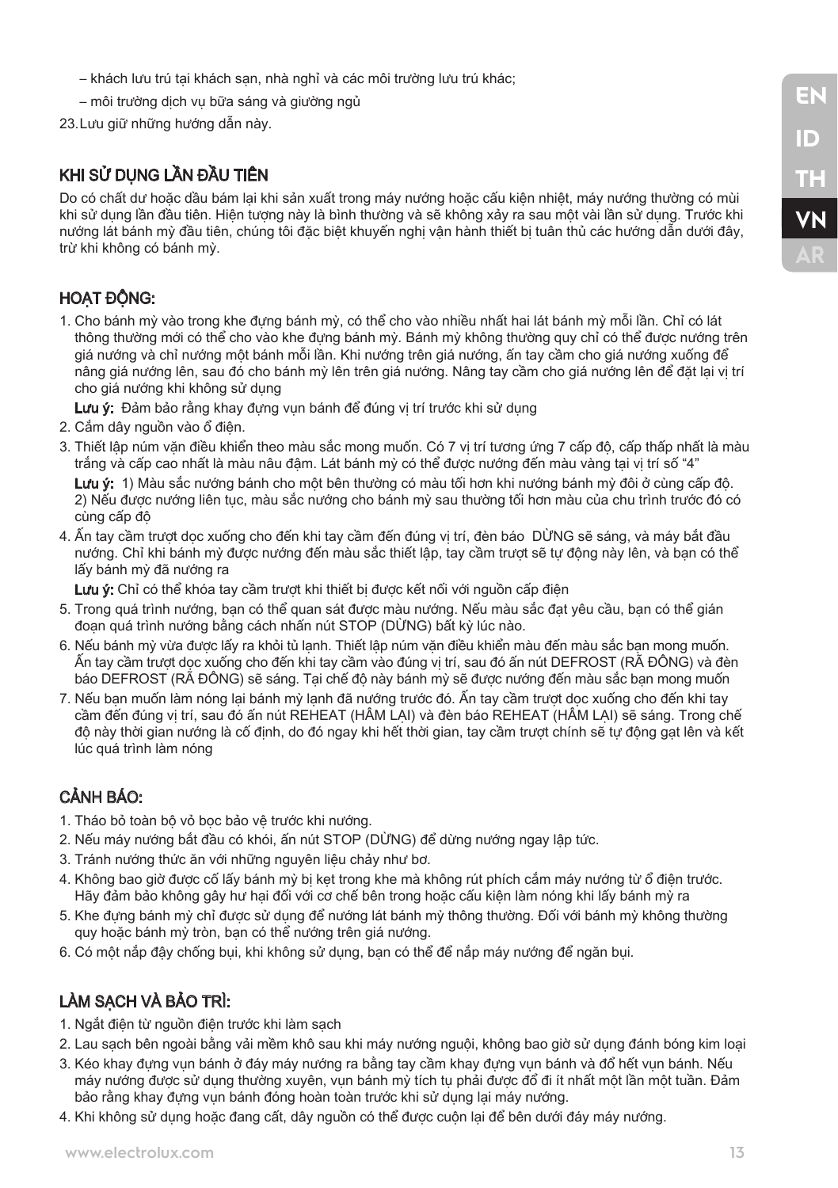– khách lưu trú tại khách sạn, nhà nghỉ và các môi trường lưu trú khác;

– môi trường dịch vụ bữa sáng và giường ngủ

23. Lưu giữ những hướng dẫn này.

## KHI SỬ DỤNG LẦN ĐẦU TIÊN

Do có chất dư hoặc dầu bám lại khi sản xuất trong máy nướng hoặc cấu kiện nhiệt, máy nướng thường có mùi khi sử dụng lần đầu tiên. Hiện tượng này là bình thường và sẽ không xảy ra sau một vài lần sử dụng. Trước khi nướng lát bánh mỳ đầu tiên, chúng tôi đặc biệt khuyến nghị vận hành thiết bị tuân thủ các hướng dẫn dưới đây, trừ khi không có bánh mỳ.

## HOẠT ĐỘNG:

1. Cho bánh mỳ vào trong khe đựng bánh mỳ, có thể cho vào nhiều nhất hai lát bánh mỳ mỗi lần. Chỉ có lát thông thường mới có thể cho vào khe đựng bánh mỳ. Bánh mỳ không thường quy chỉ có thể được nướng trên giá nướng và chỉ nướng một bánh mỗi lần. Khi nướng trên giá nướng, ấn tay cầm cho giá nướng xuống để nâng giá nướng lên, sau đó cho bánh mỳ lên trên giá nướng. Nâng tay cầm cho giá nướng lên để đặt lại vị trí cho giá nướng khi không sử dụng

   **Lưu ý:** Đảm bảo rằng khay đựng vụn bánh để đúng vị trí trước khi sử dụng
2. Cắm dây nguồn vào ổ điện.
3. Thiết lập núm vặn điều khiển theo màu sắc mong muốn. Có 7 vị trí tương ứng 7 cấp độ, cấp thấp nhất là màu trắng và cấp cao nhất là màu nâu đậm. Lát bánh mỳ có thể được nướng đến màu vàng tại vị trí số “4”

   **Lưu ý:** 1) Màu sắc nướng bánh cho một bên thường có màu tối hơn khi nướng bánh mỳ đôi ở cùng cấp độ. 2) Nếu được nướng liên tục, màu sắc nướng cho bánh mỳ sau thường tối hơn màu của chu trình trước đó có cùng cấp độ
4. Ấn tay cầm trượt dọc xuống cho đến khi tay cầm đến đúng vị trí, đèn báo DỪNG sẽ sáng, và máy bắt đầu nướng. Chỉ khi bánh mỳ được nướng đến màu sắc thiết lập, tay cầm trượt sẽ tự động này lên, và bạn có thể lấy bánh mỳ đã nướng ra

   **Lưu ý:** Chỉ có thể khóa tay cầm trượt khi thiết bị được kết nối với nguồn cấp điện
5. Trong quá trình nướng, bạn có thể quan sát được màu nướng. Nếu màu sắc đạt yêu cầu, bạn có thể gián đoạn quá trình nướng bằng cách nhấn nút STOP (DỪNG) bất kỳ lúc nào.
6. Nếu bánh mỳ vừa được lấy ra khỏi tủ lạnh. Thiết lập núm vặn điều khiển màu đến màu sắc bạn mong muốn. Ấn tay cầm trượt dọc xuống cho đến khi tay cầm vào đúng vị trí, sau đó ấn nút DEFROST (RÃ ĐÔNG) và đèn báo DEFROST (RÃ ĐÔNG) sẽ sáng. Tại chế độ này bánh mỳ sẽ được nướng đến màu sắc bạn mong muốn
7. Nếu bạn muốn làm nóng lại bánh mỳ lạnh đã nướng trước đó. Ấn tay cầm trượt dọc xuống cho đến khi tay cầm đến đúng vị trí, sau đó ấn nút REHEAT (HÂM LẠI) và đèn báo REHEAT (HÂM LẠI) sẽ sáng. Trong chế độ này thời gian nướng là cố định, do đó ngay khi hết thời gian, tay cầm trượt chính sẽ tự động gạt lên và kết lúc quá trình làm nóng

## CẢNH BÁO:

1. Tháo bỏ toàn bộ vỏ bọc bảo vệ trước khi nướng.
2. Nếu máy nướng bắt đầu có khói, ấn nút STOP (DỪNG) để dừng nướng ngay lập tức.
3. Tránh nướng thức ăn với những nguyên liệu chảy như bơ.
4. Không bao giờ được cố lấy bánh mỳ bị kẹt trong khe mà không rút phích cắm máy nướng từ ổ điện trước. Hãy đảm bảo không gây hư hại đối với cơ chế bên trong hoặc cấu kiện làm nóng khi lấy bánh mỳ ra
5. Khe đựng bánh mỳ chỉ được sử dụng để nướng lát bánh mỳ thông thường. Đối với bánh mỳ không thường quy hoặc bánh mỳ tròn, bạn có thể nướng trên giá nướng.
6. Có một nắp đậy chống bụi, khi không sử dụng, bạn có thể để nắp máy nướng để ngăn bụi.

## LÀM SẠCH VÀ BẢO TRÌ:

1. Ngắt điện từ nguồn điện trước khi làm sạch
2. Lau sạch bên ngoài bằng vải mềm khô sau khi máy nướng nguội, không bao giờ sử dụng đánh bóng kim loại
3. Kéo khay đựng vụn bánh ở đáy máy nướng ra bằng tay cầm khay đựng vụn bánh và đổ hết vụn bánh. Nếu máy nướng được sử dụng thường xuyên, vụn bánh mỳ tích tụ phải được đổ đi ít nhất một lần một tuần. Đảm bảo rằng khay đựng vụn bánh đóng hoàn toàn trước khi sử dụng lại máy nướng.
4. Khi không sử dụng hoặc đang cất, dây nguồn có thể được cuộn lại để bên dưới đáy máy nướng.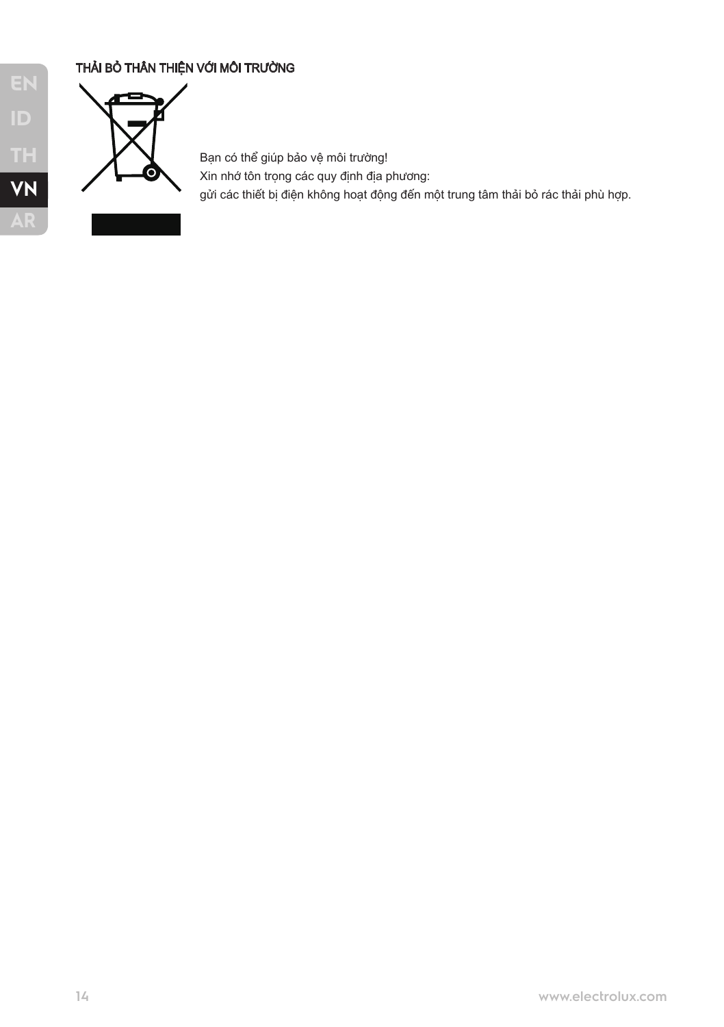## THẢI BỎ THÂN THIỆN VỚI MÔI TRƯỜNG

Bạn có thể giúp bảo vệ môi trường!
Xin nhớ tôn trọng các quy định địa phương:
gửi các thiết bị điện không hoạt động đến một trung tâm thải bỏ rác thải phù hợp.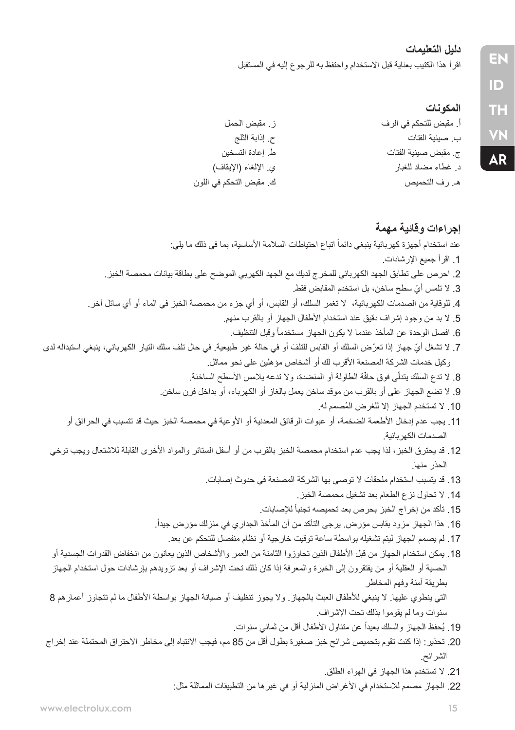## دليل التعليمات

اقرأ هذا الكتيب بعناية قبل الاستخدام واحتفظ به للرجوع إليه في المستقبل

## المكونات

أ. مقبض للتحكم في الرف
ب. صينية الفتات
ج. مقبض صينية الفتات
د. غطاء مضاد للغبار
هـ. رف التحميص
ز. مقبض الحمل
ح. إذابة الثلج
ط. إعادة التسخين
ي. الإلغاء (الإيقاف)
ك. مقبض التحكم في اللون

## إجراءات وقائية مهمة

عند استخدام أجهزة كهربائية ينبغي دائماً اتباع احتياطات السلامة الأساسية، بما في ذلك ما يلي:

1. اقرأ جميع الإرشادات.
2. احرص على تطابق الجهد الكهربائي للمخرج لديك مع الجهد الكهربي الموضح على بطاقة بيانات محمصة الخبز.
3. لا تلمس أيّ سطح ساخن، بل استخدم المقابض فقط.
4. للوقاية من الصدمات الكهربائية، لا تغمر السلك، أو القابس، أو أي جزء من محمصة الخبز في الماء أو أي سائل آخر.
5. لا بد من وجود إشراف دقيق عند استخدام الأطفال الجهاز أو بالقرب منهم.
6. افصل الوحدة عن المأخذ عندما لا يكون الجهاز مستخدماً وقبل التنظيف.
7. لا تشغل أيّ جهاز إذا تعرّض السلك أو القابس للتلف أو في حالة غير طبيعية. في حال تلف سلك التيار الكهربائي، ينبغي استبداله لدى وكيل خدمات الشركة المصنعة الأقرب لك أو أشخاص مؤهلين على نحو مماثل.
8. لا تدع السلك يتدلّى فوق حافّة الطاولة أو المنضدة، ولا تدعه يلامس الأسطح الساخنة.
9. لا تضع الجهاز على أو بالقرب من موقد ساخن يعمل بالغاز أو الكهرباء، أو بداخل فرن ساخن.
10. لا تستخدم الجهاز إلا للغرض المُصمم له.
11. يجب عدم إدخال الأطعمة الضخمة، أو عبوات الرقائق المعدنية أو الأوعية في محمصة الخبز حيث قد تتسبب في الحرائق أو الصدمات الكهربائية.
12. قد يحترق الخبز، لذا يجب عدم استخدام محمصة الخبز بالقرب من أو أسفل الستائر والمواد الأخرى القابلة للاشتعال ويجب توخي الحذر منها.
13. قد يتسبب استخدام ملحقات لا توصي بها الشركة المصنعة في حدوث إصابات.
14. لا تحاول نزع الطعام بعد تشغيل محمصة الخبز.
15. تأكد من إخراج الخبز بحرص بعد تحميصه تجنباً للإصابات.
16. هذا الجهاز مزود بقابس مؤرض. يرجى التأكد من أن المأخذ الجداري في منزلك مؤرض جيداً.
17. لم يصمم الجهاز ليتم تشغيله بواسطة ساعة توقيت خارجية أو نظام منفصل للتحكم عن بعد.
18. يمكن استخدام الجهاز من قبل الأطفال الذين تجاوزوا الثامنة من العمر والأشخاص الذين يعانون من انخفاض القدرات الجسدية أو الحسية أو العقلية أو من يفتقرون إلى الخبرة والمعرفة إذا كان ذلك تحت الإشراف أو بعد تزويدهم بإرشادات حول استخدام الجهاز بطريقة آمنة وفهم المخاطر
التي ينطوي عليها. لا ينبغي للأطفال العبث بالجهاز. ولا يجوز تنظيف أو صيانة الجهاز بواسطة الأطفال ما لم تتجاوز أعمارهم 8 سنوات وما لم يقوموا بذلك تحت الإشراف.
19. يُحفظ الجهاز والسلك بعيداً عن متناول الأطفال أقل من ثماني سنوات.
20. تحذير: إذا كنت تقوم بتحميص شرائح خبز صغيرة بطول أقل من 85 مم، فيجب الانتباه إلى مخاطر الاحتراق المحتملة عند إخراج الشرائح.
21. لا تستخدم هذا الجهاز في الهواء الطلق.
22. الجهاز مصمم للاستخدام في الأغراض المنزلية أو في غيرها من التطبيقات المماثلة مثل: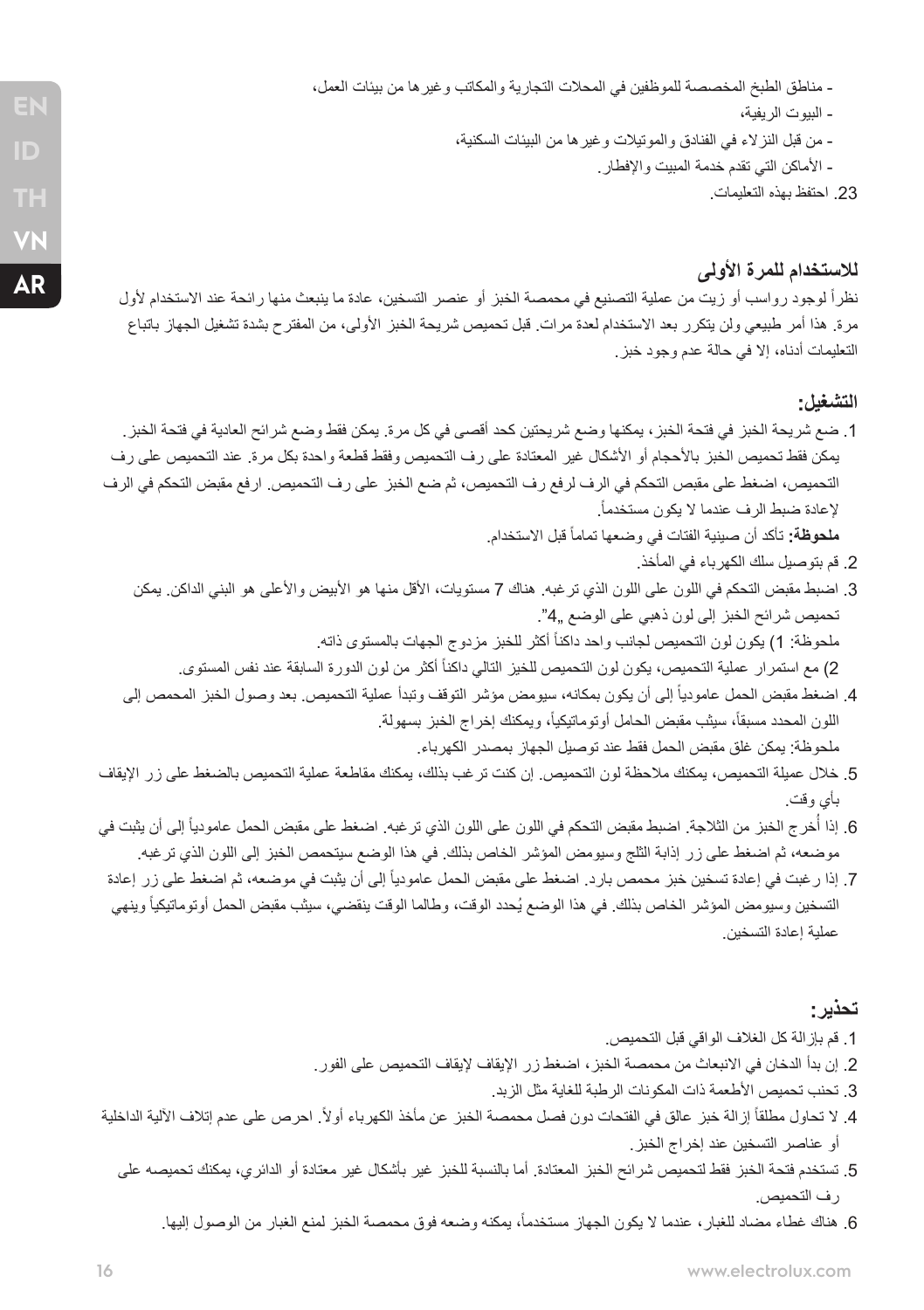- مناطق الطبخ المخصصة للموظفين في المحلات التجارية والمكاتب وغيرها من بيئات العمل،
- البيوت الريفية،
- من قبل النزلاء في الفنادق والموتيلات وغيرها من البيئات السكنية،
- الأماكن التي تقدم خدمة المبيت والإفطار.

23. احتفظ بهذه التعليمات.

## للاستخدام للمرة الأولى

نظراً لوجود رواسب أو زيت من عملية التصنيع في محمصة الخبز أو عنصر التسخين، عادة ما ينبعث منها رائحة عند الاستخدام لأول مرة. هذا أمر طبيعي ولن يتكرر بعد الاستخدام لعدة مرات. قبل تحميص شريحة الخبز الأولى، من المقترح بشدة تشغيل الجهاز باتباع التعليمات أدناه، إلا في حالة عدم وجود خبز.

## التشغيل:

1. ضع شريحة الخبز في فتحة الخبز، يمكنها وضع شريحتين كحد أقصى في كل مرة. يمكن فقط وضع شرائح العادية في فتحة الخبز. يمكن فقط تحميص الخبز بالأحجام أو الأشكال غير المعتادة على رف التحميص وفقط قطعة واحدة بكل مرة. عند التحميص على رف التحميص، اضغط على مقبض التحكم في الرف لرفع رف التحميص، ثم ضع الخبز على رف التحميص. ارفع مقبض التحكم في الرف لإعادة ضبط الرف عندما لا يكون مستخدماً.

   **ملحوظة:** تأكد أن صينية الفتات في وضعها تماماً قبل الاستخدام.

2. قم بتوصيل سلك الكهرباء في المأخذ.
3. اضبط مقبض التحكم في اللون على اللون الذي ترغبه. هناك 7 مستويات، الأقل منها هو الأبيض والأعلى هو البني الداكن. يمكن تحميص شرائح الخبز إلى لون ذهبي على الوضع „4".

   ملحوظة: 1) يكون لون التحميص لجانب واحد داكناً أكثر للخبز مزدوج الجهات بالمستوى ذاته.

   2) مع استمرار عملية التحميص، يكون لون التحميص للخبز التالي داكناً أكثر من لون الدورة السابقة عند نفس المستوى.

4. اضغط مقبض الحمل عامودياً إلى أن يكون بمكانه، سيومض مؤشر التوقف وتبدأ عملية التحميص. بعد وصول الخبز المحمص إلى اللون المحدد مسبقاً، سيثب مقبض الحامل أوتوماتيكياً، ويمكنك إخراج الخبز بسهولة.

   ملحوظة: يمكن غلق مقبض الحمل فقط عند توصيل الجهاز بمصدر الكهرباء.

5. خلال عميلة التحميص، يمكنك ملاحظة لون التحميص. إن كنت ترغب بذلك، يمكنك مقاطعة عملية التحميص بالضغط على زر الإيقاف بأي وقت.
6. إذا أُخرج الخبز من الثلاجة. اضبط مقبض التحكم في اللون على اللون الذي ترغبه. اضغط على مقبض الحمل عامودياً إلى أن يثبت في موضعه، ثم اضغط على زر إذابة الثلج وسيومض المؤشر الخاص بذلك. في هذا الوضع سيتحمص الخبز إلى اللون الذي ترغبه.
7. إذا رغبت في إعادة تسخين خبز محمص بارد. اضغط على مقبض الحمل عامودياً إلى أن يثبت في موضعه، ثم اضغط على زر إعادة التسخين وسيومض المؤشر الخاص بذلك. في هذا الوضع يُحدد الوقت، وطالما الوقت ينقضي، سيثب مقبض الحمل أوتوماتيكياً وينهي عملية إعادة التسخين.

## تحذير:

1. قم بإزالة كل الغلاف الواقي قبل التحميص.
2. إن بدأ الدخان في الانبعاث من محمصة الخبز، اضغط زر الإيقاف لإيقاف التحميص على الفور.
3. تجنب تحميص الأطعمة ذات المكونات الرطبة للغاية مثل الزبد.
4. لا تحاول مطلقاً إزالة خبز عالق في الفتحات دون فصل محمصة الخبز عن مأخذ الكهرباء أولاً. احرص على عدم إتلاف الآلية الداخلية أو عناصر التسخين عند إخراج الخبز.
5. تستخدم فتحة الخبز فقط لتحميص شرائح الخبز المعتادة. أما بالنسبة للخبز غير بأشكال غير معتادة أو الدائري، يمكنك تحميصه على رف التحميص.
6. هناك غطاء مضاد للغبار، عندما لا يكون الجهاز مستخدماً، يمكنه وضعه فوق محمصة الخبز لمنع الغبار من الوصول إليها.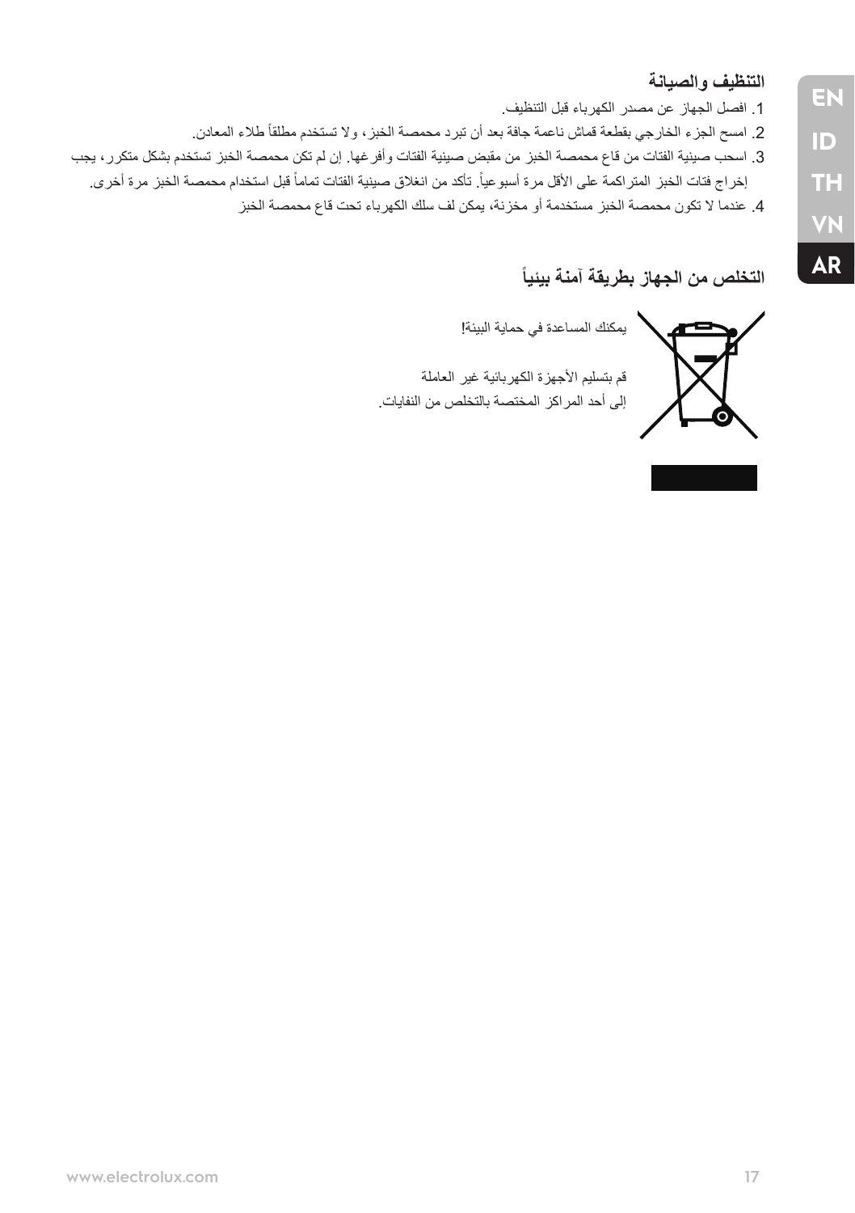## التنظيف والصيانة

1. افصل الجهاز عن مصدر الكهرباء قبل التنظيف.
2. امسح الجزء الخارجي بقطعة قماش ناعمة جافة بعد أن تبرد محمصة الخبز، ولا تستخدم مطلقاً طلاء المعادن.
3. اسحب صينية الفتات من قاع محمصة الخبز من مقبض صينية الفتات وأفرغها. إن لم تكن محمصة الخبز تستخدم بشكل متكرر، يجب إخراج فتات الخبز المتراكمة على الأقل مرة أسبوعياً. تأكد من انغلاق صينية الفتات تماماً قبل استخدام محمصة الخبز مرة أخرى.
4. عندما لا تكون محمصة الخبز مستخدمة أو مخزنة، يمكن لف سلك الكهرباء تحت قاع محمصة الخبز

## التخلص من الجهاز بطريقة آمنة بيئياً

يمكنك المساعدة في حماية البيئة!

قم بتسليم الأجهزة الكهربائية غير العاملة
إلى أحد المراكز المختصة بالتخلص من النفايات.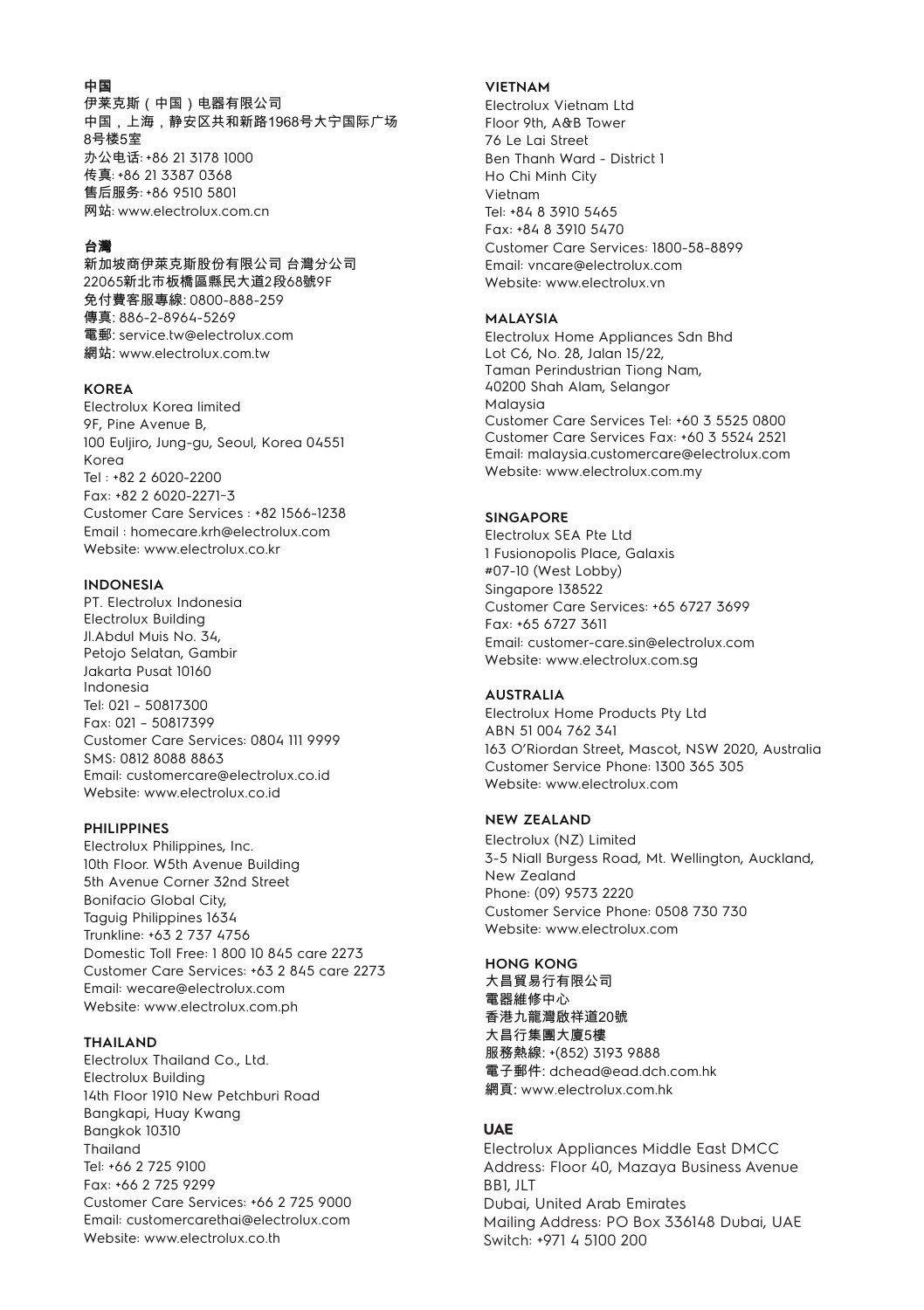### 中国

伊莱克斯（中国）电器有限公司
中国，上海，静安区共和新路1968号大宁国际广场8号楼5室
办公电话: +86 21 3178 1000
传真: +86 21 3387 0368
售后服务: +86 9510 5801
网站: www.electrolux.com.cn

### 台灣

新加坡商伊萊克斯股份有限公司 台灣分公司
22065新北市板橋區縣民大道2段68號9F
免付費客服專線: 0800-888-259
傳真: 886-2-8964-5269
電郵: service.tw@electrolux.com
網站: www.electrolux.com.tw

### KOREA

Electrolux Korea limited
9F, Pine Avenue B,
100 Euljiro, Jung-gu, Seoul, Korea 04551
Korea
Tel : +82 2 6020-2200
Fax: +82 2 6020-2271~3
Customer Care Services : +82 1566-1238
Email : homecare.krh@electrolux.com
Website: www.electrolux.co.kr

### INDONESIA

PT. Electrolux Indonesia
Electrolux Building
Jl.Abdul Muis No. 34,
Petojo Selatan, Gambir
Jakarta Pusat 10160
Indonesia
Tel: 021 – 50817300
Fax: 021 – 50817399
Customer Care Services: 0804 111 9999
SMS: 0812 8088 8863
Email: customercare@electrolux.co.id
Website: www.electrolux.co.id

### PHILIPPINES

Electrolux Philippines, Inc.
10th Floor. W5th Avenue Building
5th Avenue Corner 32nd Street
Bonifacio Global City,
Taguig Philippines 1634
Trunkline: +63 2 737 4756
Domestic Toll Free: 1 800 10 845 care 2273
Customer Care Services: +63 2 845 care 2273
Email: wecare@electrolux.com
Website: www.electrolux.com.ph

### THAILAND

Electrolux Thailand Co., Ltd.
Electrolux Building
14th Floor 1910 New Petchburi Road
Bangkapi, Huay Kwang
Bangkok 10310
Thailand
Tel: +66 2 725 9100
Fax: +66 2 725 9299
Customer Care Services: +66 2 725 9000
Email: customercarethai@electrolux.com
Website: www.electrolux.co.th

### VIETNAM

Electrolux Vietnam Ltd
Floor 9th, A&B Tower
76 Le Lai Street
Ben Thanh Ward - District 1
Ho Chi Minh City
Vietnam
Tel: +84 8 3910 5465
Fax: +84 8 3910 5470
Customer Care Services: 1800-58-8899
Email: vncare@electrolux.com
Website: www.electrolux.vn

### MALAYSIA

Electrolux Home Appliances Sdn Bhd
Lot C6, No. 28, Jalan 15/22,
Taman Perindustrian Tiong Nam,
40200 Shah Alam, Selangor
Malaysia
Customer Care Services Tel: +60 3 5525 0800
Customer Care Services Fax: +60 3 5524 2521
Email: malaysia.customercare@electrolux.com
Website: www.electrolux.com.my

### SINGAPORE

Electrolux SEA Pte Ltd
1 Fusionopolis Place, Galaxis
#07-10 (West Lobby)
Singapore 138522
Customer Care Services: +65 6727 3699
Fax: +65 6727 3611
Email: customer-care.sin@electrolux.com
Website: www.electrolux.com.sg

### AUSTRALIA

Electrolux Home Products Pty Ltd
ABN 51 004 762 341
163 O'Riordan Street, Mascot, NSW 2020, Australia
Customer Service Phone: 1300 365 305
Website: www.electrolux.com

### NEW ZEALAND

Electrolux (NZ) Limited
3-5 Niall Burgess Road, Mt. Wellington, Auckland,
New Zealand
Phone: (09) 9573 2220
Customer Service Phone: 0508 730 730
Website: www.electrolux.com

### HONG KONG

大昌貿易行有限公司
電器維修中心
香港九龍灣啟祥道20號
大昌行集團大廈5樓
服務熱線: +(852) 3193 9888
電子郵件: dchead@ead.dch.com.hk
網頁: www.electrolux.com.hk

### UAE

Electrolux Appliances Middle East DMCC
Address: Floor 40, Mazaya Business Avenue
BB1, JLT
Dubai, United Arab Emirates
Mailing Address: PO Box 336148 Dubai, UAE
Switch: +971 4 5100 200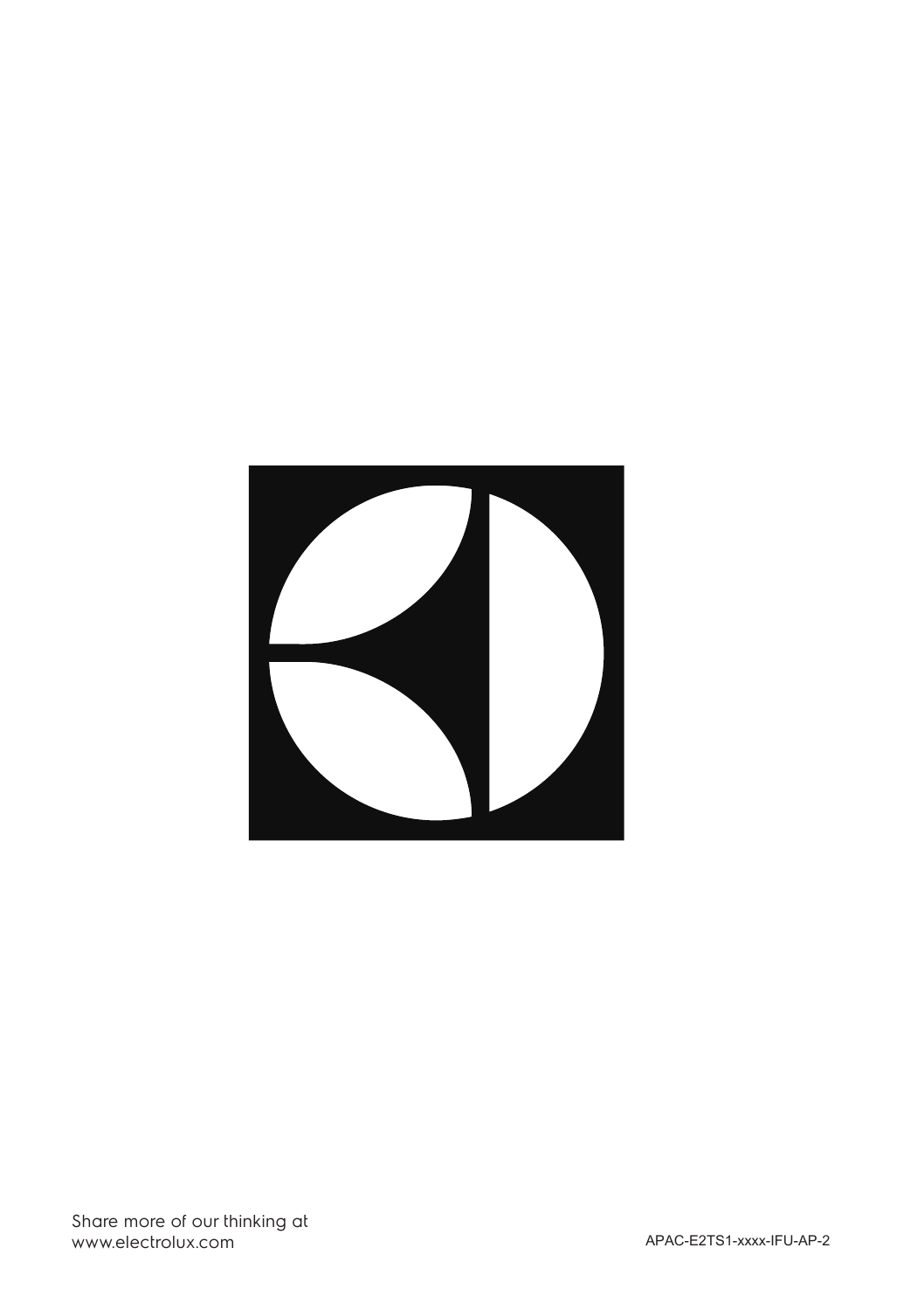Share more of our thinking at
www.electrolux.com

APAC-E2TS1-xxxx-IFU-AP-2